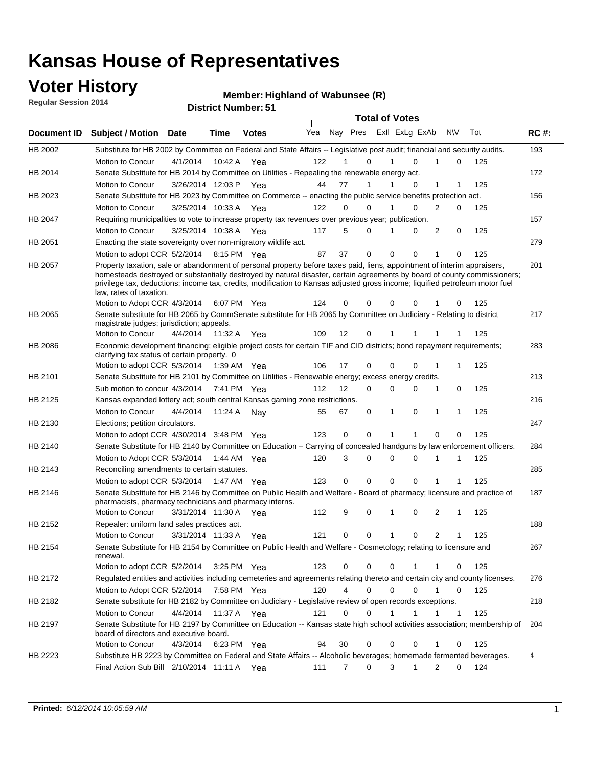# Kansas House of Representatives

## Voter History

**Regular Session 2014**

**Member: Highland of Wabunsee (R)**

**District Number: 51**

| Document ID | Subject / Motion | Date | Time | Votes | Yea | Nay | Pres | ExII | ExLg | ExAb | N\V | Tot | RC #: |
|---|---|---|---|---|---|---|---|---|---|---|---|---|---|
| HB 2002 | Substitute for HB 2002 by Committee on Federal and State Affairs -- Legislative post audit; financial and security audits. | | | | | | | | | | | | 193 |
| | Motion to Concur | 4/1/2014 | 10:42 A | Yea | 122 | 1 | 0 | 1 | 0 | 1 | 0 | 125 | |
| HB 2014 | Senate Substitute for HB 2014 by Committee on Utilities - Repealing the renewable energy act. | | | | | | | | | | | | 172 |
| | Motion to Concur | 3/26/2014 | 12:03 P | Yea | 44 | 77 | 1 | 1 | 0 | 1 | 1 | 125 | |
| HB 2023 | Senate Substitute for HB 2023 by Committee on Commerce -- enacting the public service benefits protection act. | | | | | | | | | | | | 156 |
| | Motion to Concur | 3/25/2014 | 10:33 A | Yea | 122 | 0 | 0 | 1 | 0 | 2 | 0 | 125 | |
| HB 2047 | Requiring municipalities to vote to increase property tax revenues over previous year; publication. | | | | | | | | | | | | 157 |
| | Motion to Concur | 3/25/2014 | 10:38 A | Yea | 117 | 5 | 0 | 1 | 0 | 2 | 0 | 125 | |
| HB 2051 | Enacting the state sovereignty over non-migratory wildlife act. | | | | | | | | | | | | 279 |
| | Motion to adopt CCR | 5/2/2014 | 8:15 PM | Yea | 87 | 37 | 0 | 0 | 0 | 1 | 0 | 125 | |
| HB 2057 | Property taxation, sale or abandonment of personal property before taxes paid, liens, appointment of interim appraisers, homesteads destroyed or substantially destroyed by natural disaster, certain agreements by board of county commissioners; privilege tax, deductions; income tax, credits, modification to Kansas adjusted gross income; liquified petroleum motor fuel law, rates of taxation. | | | | | | | | | | | | 201 |
| | Motion to Adopt CCR | 4/3/2014 | 6:07 PM | Yea | 124 | 0 | 0 | 0 | 0 | 1 | 0 | 125 | |
| HB 2065 | Senate substitute for HB 2065 by CommSenate substitute for HB 2065 by Committee on Judiciary - Relating to district magistrate judges; jurisdiction; appeals. | | | | | | | | | | | | 217 |
| | Motion to Concur | 4/4/2014 | 11:32 A | Yea | 109 | 12 | 0 | 1 | 1 | 1 | 1 | 125 | |
| HB 2086 | Economic development financing; eligible project costs for certain TIF and CID districts; bond repayment requirements; clarifying tax status of certain property. 0 | | | | | | | | | | | | 283 |
| | Motion to adopt CCR | 5/3/2014 | 1:39 AM | Yea | 106 | 17 | 0 | 0 | 0 | 1 | 1 | 125 | |
| HB 2101 | Senate Substitute for HB 2101 by Committee on Utilities - Renewable energy; excess energy credits. | | | | | | | | | | | | 213 |
| | Sub motion to concur | 4/3/2014 | 7:41 PM | Yea | 112 | 12 | 0 | 0 | 0 | 1 | 0 | 125 | |
| HB 2125 | Kansas expanded lottery act; south central Kansas gaming zone restrictions. | | | | | | | | | | | | 216 |
| | Motion to Concur | 4/4/2014 | 11:24 A | Nay | 55 | 67 | 0 | 1 | 0 | 1 | 1 | 125 | |
| HB 2130 | Elections; petition circulators. | | | | | | | | | | | | 247 |
| | Motion to adopt CCR | 4/30/2014 | 3:48 PM | Yea | 123 | 0 | 0 | 1 | 1 | 0 | 0 | 125 | |
| HB 2140 | Senate Substitute for HB 2140 by Committee on Education – Carrying of concealed handguns by law enforcement officers. | | | | | | | | | | | | 284 |
| | Motion to Adopt CCR | 5/3/2014 | 1:44 AM | Yea | 120 | 3 | 0 | 0 | 0 | 1 | 1 | 125 | |
| HB 2143 | Reconciling amendments to certain statutes. | | | | | | | | | | | | 285 |
| | Motion to adopt CCR | 5/3/2014 | 1:47 AM | Yea | 123 | 0 | 0 | 0 | 0 | 1 | 1 | 125 | |
| HB 2146 | Senate Substitute for HB 2146 by Committee on Public Health and Welfare - Board of pharmacy; licensure and practice of pharmacists, pharmacy technicians and pharmacy interns. | | | | | | | | | | | | 187 |
| | Motion to Concur | 3/31/2014 | 11:30 A | Yea | 112 | 9 | 0 | 1 | 0 | 2 | 1 | 125 | |
| HB 2152 | Repealer: uniform land sales practices act. | | | | | | | | | | | | 188 |
| | Motion to Concur | 3/31/2014 | 11:33 A | Yea | 121 | 0 | 0 | 1 | 0 | 2 | 1 | 125 | |
| HB 2154 | Senate Substitute for HB 2154 by Committee on Public Health and Welfare - Cosmetology; relating to licensure and renewal. | | | | | | | | | | | | 267 |
| | Motion to adopt CCR | 5/2/2014 | 3:25 PM | Yea | 123 | 0 | 0 | 0 | 1 | 1 | 0 | 125 | |
| HB 2172 | Regulated entities and activities including cemeteries and agreements relating thereto and certain city and county licenses. | | | | | | | | | | | | 276 |
| | Motion to Adopt CCR | 5/2/2014 | 7:58 PM | Yea | 120 | 4 | 0 | 0 | 0 | 1 | 0 | 125 | |
| HB 2182 | Senate substitute for HB 2182 by Committee on Judiciary - Legislative review of open records exceptions. | | | | | | | | | | | | 218 |
| | Motion to Concur | 4/4/2014 | 11:37 A | Yea | 121 | 0 | 0 | 1 | 1 | 1 | 1 | 125 | |
| HB 2197 | Senate Substitute for HB 2197 by Committee on Education -- Kansas state high school activities association; membership of board of directors and executive board. | | | | | | | | | | | | 204 |
| | Motion to Concur | 4/3/2014 | 6:23 PM | Yea | 94 | 30 | 0 | 0 | 0 | 1 | 0 | 125 | |
| HB 2223 | Substitute HB 2223 by Committee on Federal and State Affairs -- Alcoholic beverages; homemade fermented beverages. | | | | | | | | | | | | 4 |
| | Final Action Sub Bill | 2/10/2014 | 11:11 A | Yea | 111 | 7 | 0 | 3 | 1 | 2 | 0 | 124 | |

**Printed:** *6/12/2014 10:05:59 AM*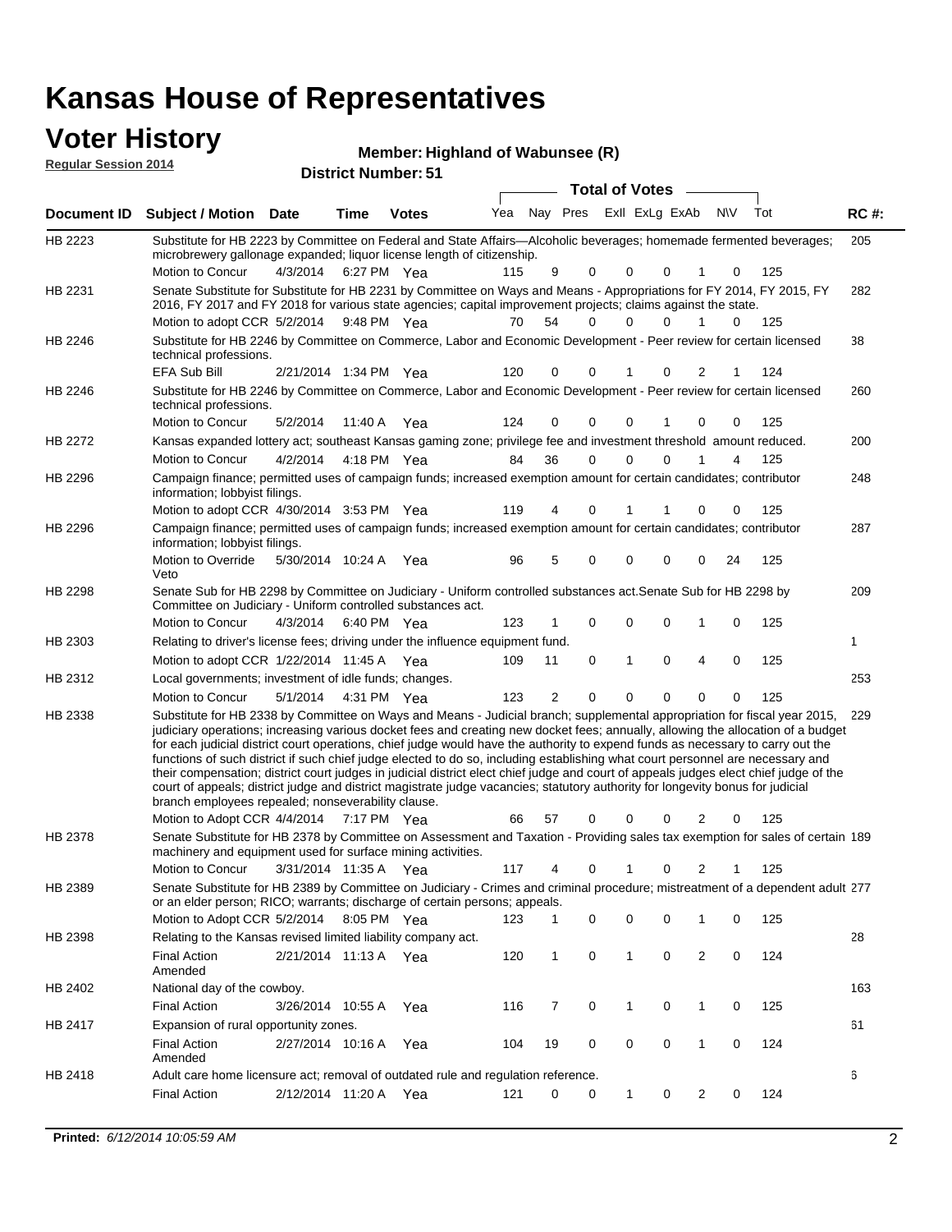# Kansas House of Representatives

## Voter History

**Regular Session 2014**

**Member: Highland of Wabunsee (R)**

**District Number: 51**

| Document ID | Subject / Motion | Date | Time | Votes | Yea | Nay | Pres | ExII | ExLg | ExAb | N\V | Tot | RC #: |
|---|---|---|---|---|---|---|---|---|---|---|---|---|---|
| HB 2223 | Substitute for HB 2223 by Committee on Federal and State Affairs—Alcoholic beverages; homemade fermented beverages; microbrewery gallonage expanded; liquor license length of citizenship. | | | | | | | | | | | | 205 |
| | Motion to Concur | 4/3/2014 | 6:27 PM | Yea | 115 | 9 | 0 | 0 | 0 | 1 | 0 | 125 | |
| HB 2231 | Senate Substitute for Substitute for HB 2231 by Committee on Ways and Means - Appropriations for FY 2014, FY 2015, FY 2016, FY 2017 and FY 2018 for various state agencies; capital improvement projects; claims against the state. | | | | | | | | | | | | 282 |
| | Motion to adopt CCR | 5/2/2014 | 9:48 PM | Yea | 70 | 54 | 0 | 0 | 0 | 1 | 0 | 125 | |
| HB 2246 | Substitute for HB 2246 by Committee on Commerce, Labor and Economic Development - Peer review for certain licensed technical professions. | | | | | | | | | | | | 38 |
| | EFA Sub Bill | 2/21/2014 | 1:34 PM | Yea | 120 | 0 | 0 | 1 | 0 | 2 | 1 | 124 | |
| HB 2246 | Substitute for HB 2246 by Committee on Commerce, Labor and Economic Development - Peer review for certain licensed technical professions. | | | | | | | | | | | | 260 |
| | Motion to Concur | 5/2/2014 | 11:40 A | Yea | 124 | 0 | 0 | 0 | 1 | 0 | 0 | 125 | |
| HB 2272 | Kansas expanded lottery act; southeast Kansas gaming zone; privilege fee and investment threshold amount reduced. | | | | | | | | | | | | 200 |
| | Motion to Concur | 4/2/2014 | 4:18 PM | Yea | 84 | 36 | 0 | 0 | 0 | 1 | 4 | 125 | |
| HB 2296 | Campaign finance; permitted uses of campaign funds; increased exemption amount for certain candidates; contributor information; lobbyist filings. | | | | | | | | | | | | 248 |
| | Motion to adopt CCR | 4/30/2014 | 3:53 PM | Yea | 119 | 4 | 0 | 1 | 1 | 0 | 0 | 125 | |
| HB 2296 | Campaign finance; permitted uses of campaign funds; increased exemption amount for certain candidates; contributor information; lobbyist filings. | | | | | | | | | | | | 287 |
| | Motion to Override Veto | 5/30/2014 | 10:24 A | Yea | 96 | 5 | 0 | 0 | 0 | 0 | 24 | 125 | |
| HB 2298 | Senate Sub for HB 2298 by Committee on Judiciary - Uniform controlled substances act.Senate Sub for HB 2298 by Committee on Judiciary - Uniform controlled substances act. | | | | | | | | | | | | 209 |
| | Motion to Concur | 4/3/2014 | 6:40 PM | Yea | 123 | 1 | 0 | 0 | 0 | 1 | 0 | 125 | |
| HB 2303 | Relating to driver's license fees; driving under the influence equipment fund. | | | | | | | | | | | | 1 |
| | Motion to adopt CCR | 1/22/2014 | 11:45 A | Yea | 109 | 11 | 0 | 1 | 0 | 4 | 0 | 125 | |
| HB 2312 | Local governments; investment of idle funds; changes. | | | | | | | | | | | | 253 |
| | Motion to Concur | 5/1/2014 | 4:31 PM | Yea | 123 | 2 | 0 | 0 | 0 | 0 | 0 | 125 | |
| HB 2338 | Substitute for HB 2338 by Committee on Ways and Means - Judicial branch; supplemental appropriation for fiscal year 2015, judiciary operations; increasing various docket fees and creating new docket fees; annually, allowing the allocation of a budget for each judicial district court operations, chief judge would have the authority to expend funds as necessary to carry out the functions of such district if such chief judge elected to do so, including establishing what court personnel are necessary and their compensation; district court judges in judicial district elect chief judge and court of appeals judges elect chief judge of the court of appeals; district judge and district magistrate judge vacancies; statutory authority for longevity bonus for judicial branch employees repealed; nonseverability clause. | | | | | | | | | | | | 229 |
| | Motion to Adopt CCR | 4/4/2014 | 7:17 PM | Yea | 66 | 57 | 0 | 0 | 0 | 2 | 0 | 125 | |
| HB 2378 | Senate Substitute for HB 2378 by Committee on Assessment and Taxation - Providing sales tax exemption for sales of certain machinery and equipment used for surface mining activities. | | | | | | | | | | | | 189 |
| | Motion to Concur | 3/31/2014 | 11:35 A | Yea | 117 | 4 | 0 | 1 | 0 | 2 | 1 | 125 | |
| HB 2389 | Senate Substitute for HB 2389 by Committee on Judiciary - Crimes and criminal procedure; mistreatment of a dependent adult or an elder person; RICO; warrants; discharge of certain persons; appeals. | | | | | | | | | | | | 277 |
| | Motion to Adopt CCR | 5/2/2014 | 8:05 PM | Yea | 123 | 1 | 0 | 0 | 0 | 1 | 0 | 125 | |
| HB 2398 | Relating to the Kansas revised limited liability company act. | | | | | | | | | | | | 28 |
| | Final Action Amended | 2/21/2014 | 11:13 A | Yea | 120 | 1 | 0 | 1 | 0 | 2 | 0 | 124 | |
| HB 2402 | National day of the cowboy. | | | | | | | | | | | | 163 |
| | Final Action | 3/26/2014 | 10:55 A | Yea | 116 | 7 | 0 | 1 | 0 | 1 | 0 | 125 | |
| HB 2417 | Expansion of rural opportunity zones. | | | | | | | | | | | | 61 |
| | Final Action Amended | 2/27/2014 | 10:16 A | Yea | 104 | 19 | 0 | 0 | 0 | 1 | 0 | 124 | |
| HB 2418 | Adult care home licensure act; removal of outdated rule and regulation reference. | | | | | | | | | | | | 6 |
| | Final Action | 2/12/2014 | 11:20 A | Yea | 121 | 0 | 0 | 1 | 0 | 2 | 0 | 124 | |

**Printed:** *6/12/2014 10:05:59 AM*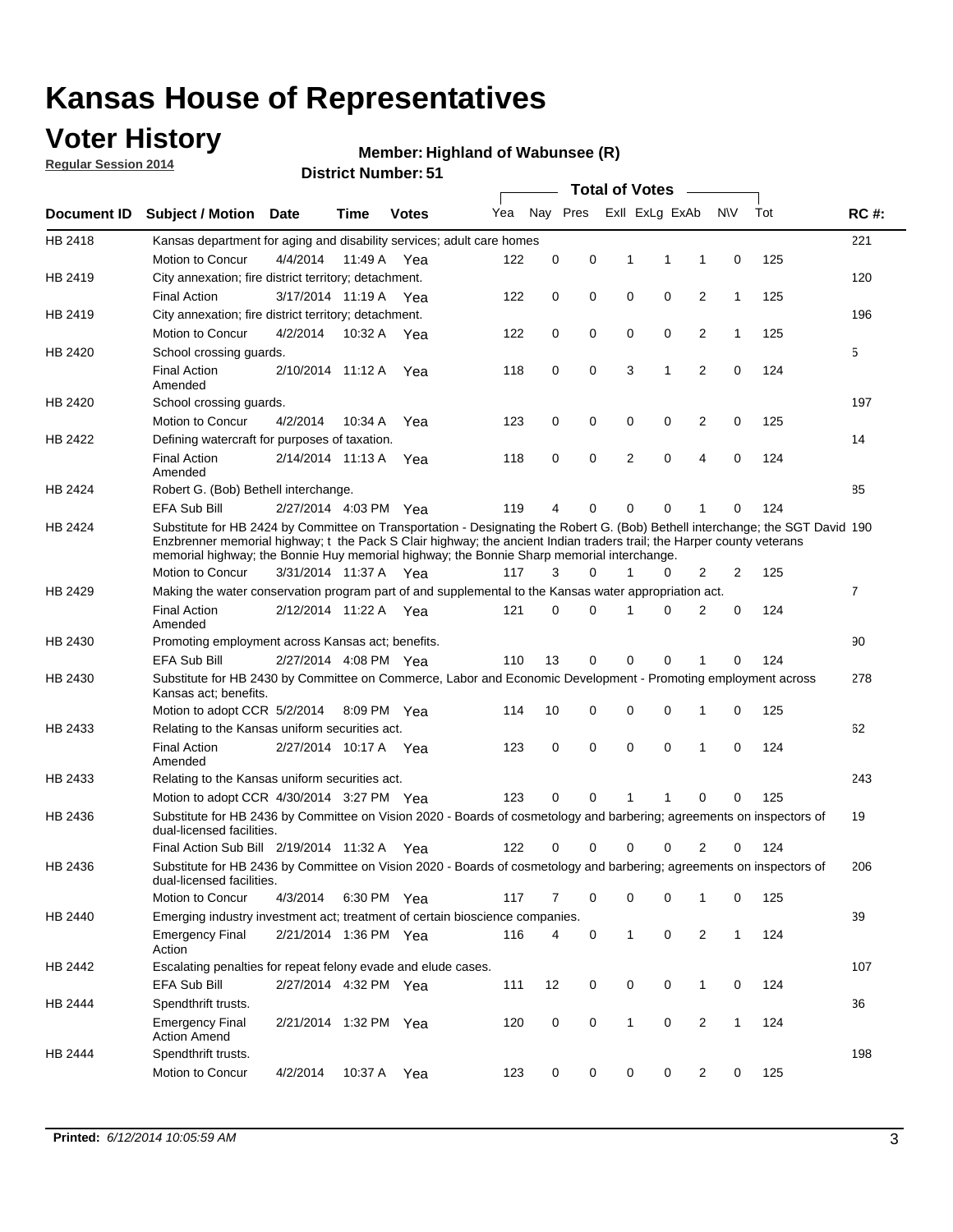# Kansas House of Representatives

## Voter History

**Regular Session 2014**

**Member: Highland of Wabunsee (R)**

**District Number: 51**

| Document ID | Subject / Motion | Date | Time | Votes | Yea | Nay | Pres | ExII | ExLg | ExAb | N\V | Tot | RC #: |
|---|---|---|---|---|---|---|---|---|---|---|---|---|---|
| HB 2418 | Kansas department for aging and disability services; adult care homes | | | | | | | | | | | | 221 |
| | Motion to Concur | 4/4/2014 | 11:49 A | Yea | 122 | 0 | 0 | 1 | 1 | 1 | 0 | 125 | |
| HB 2419 | City annexation; fire district territory; detachment. | | | | | | | | | | | | 120 |
| | Final Action | 3/17/2014 | 11:19 A | Yea | 122 | 0 | 0 | 0 | 0 | 2 | 1 | 125 | |
| HB 2419 | City annexation; fire district territory; detachment. | | | | | | | | | | | | 196 |
| | Motion to Concur | 4/2/2014 | 10:32 A | Yea | 122 | 0 | 0 | 0 | 0 | 2 | 1 | 125 | |
| HB 2420 | School crossing guards. | | | | | | | | | | | | 5 |
| | Final Action Amended | 2/10/2014 | 11:12 A | Yea | 118 | 0 | 0 | 3 | 1 | 2 | 0 | 124 | |
| HB 2420 | School crossing guards. | | | | | | | | | | | | 197 |
| | Motion to Concur | 4/2/2014 | 10:34 A | Yea | 123 | 0 | 0 | 0 | 0 | 2 | 0 | 125 | |
| HB 2422 | Defining watercraft for purposes of taxation. | | | | | | | | | | | | 14 |
| | Final Action Amended | 2/14/2014 | 11:13 A | Yea | 118 | 0 | 0 | 2 | 0 | 4 | 0 | 124 | |
| HB 2424 | Robert G. (Bob) Bethell interchange. | | | | | | | | | | | | 85 |
| | EFA Sub Bill | 2/27/2014 | 4:03 PM | Yea | 119 | 4 | 0 | 0 | 0 | 1 | 0 | 124 | |
| HB 2424 | Substitute for HB 2424 by Committee on Transportation - Designating the Robert G. (Bob) Bethell interchange; the SGT David Enzbrenner memorial highway; t the Pack S Clair highway; the ancient Indian traders trail; the Harper county veterans memorial highway; the Bonnie Huy memorial highway; the Bonnie Sharp memorial interchange. | | | | | | | | | | | | 190 |
| | Motion to Concur | 3/31/2014 | 11:37 A | Yea | 117 | 3 | 0 | 1 | 0 | 2 | 2 | 125 | |
| HB 2429 | Making the water conservation program part of and supplemental to the Kansas water appropriation act. | | | | | | | | | | | | 7 |
| | Final Action Amended | 2/12/2014 | 11:22 A | Yea | 121 | 0 | 0 | 1 | 0 | 2 | 0 | 124 | |
| HB 2430 | Promoting employment across Kansas act; benefits. | | | | | | | | | | | | 90 |
| | EFA Sub Bill | 2/27/2014 | 4:08 PM | Yea | 110 | 13 | 0 | 0 | 0 | 1 | 0 | 124 | |
| HB 2430 | Substitute for HB 2430 by Committee on Commerce, Labor and Economic Development - Promoting employment across Kansas act; benefits. | | | | | | | | | | | | 278 |
| | Motion to adopt CCR | 5/2/2014 | 8:09 PM | Yea | 114 | 10 | 0 | 0 | 0 | 1 | 0 | 125 | |
| HB 2433 | Relating to the Kansas uniform securities act. | | | | | | | | | | | | 62 |
| | Final Action Amended | 2/27/2014 | 10:17 A | Yea | 123 | 0 | 0 | 0 | 0 | 1 | 0 | 124 | |
| HB 2433 | Relating to the Kansas uniform securities act. | | | | | | | | | | | | 243 |
| | Motion to adopt CCR | 4/30/2014 | 3:27 PM | Yea | 123 | 0 | 0 | 1 | 1 | 0 | 0 | 125 | |
| HB 2436 | Substitute for HB 2436 by Committee on Vision 2020 - Boards of cosmetology and barbering; agreements on inspectors of dual-licensed facilities. | | | | | | | | | | | | 19 |
| | Final Action Sub Bill | 2/19/2014 | 11:32 A | Yea | 122 | 0 | 0 | 0 | 0 | 2 | 0 | 124 | |
| HB 2436 | Substitute for HB 2436 by Committee on Vision 2020 - Boards of cosmetology and barbering; agreements on inspectors of dual-licensed facilities. | | | | | | | | | | | | 206 |
| | Motion to Concur | 4/3/2014 | 6:30 PM | Yea | 117 | 7 | 0 | 0 | 0 | 1 | 0 | 125 | |
| HB 2440 | Emerging industry investment act; treatment of certain bioscience companies. | | | | | | | | | | | | 39 |
| | Emergency Final Action | 2/21/2014 | 1:36 PM | Yea | 116 | 4 | 0 | 1 | 0 | 2 | 1 | 124 | |
| HB 2442 | Escalating penalties for repeat felony evade and elude cases. | | | | | | | | | | | | 107 |
| | EFA Sub Bill | 2/27/2014 | 4:32 PM | Yea | 111 | 12 | 0 | 0 | 0 | 1 | 0 | 124 | |
| HB 2444 | Spendthrift trusts. | | | | | | | | | | | | 36 |
| | Emergency Final Action Amend | 2/21/2014 | 1:32 PM | Yea | 120 | 0 | 0 | 1 | 0 | 2 | 1 | 124 | |
| HB 2444 | Spendthrift trusts. | | | | | | | | | | | | 198 |
| | Motion to Concur | 4/2/2014 | 10:37 A | Yea | 123 | 0 | 0 | 0 | 0 | 2 | 0 | 125 | |

**Printed:** *6/12/2014 10:05:59 AM*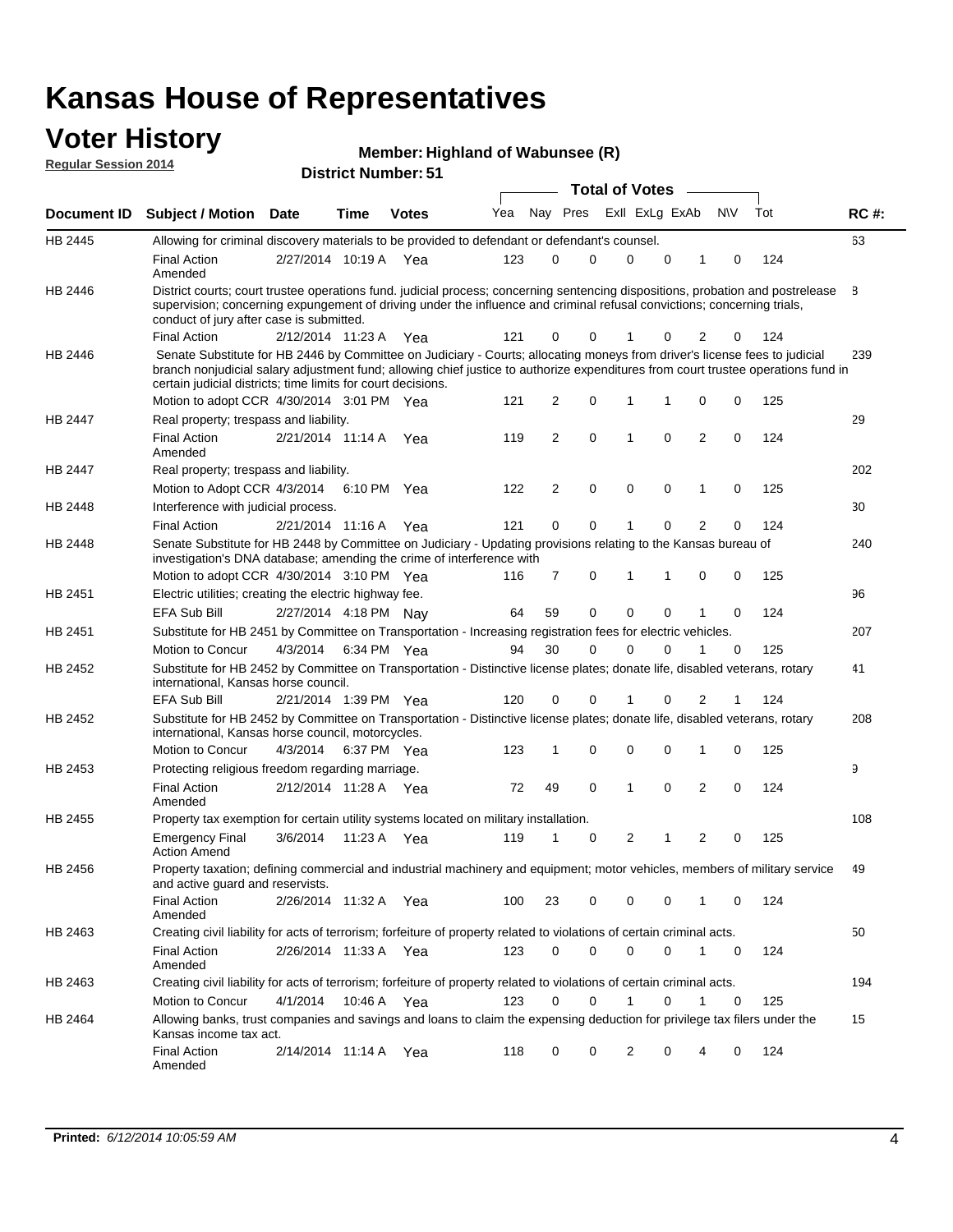# Kansas House of Representatives

## Voter History

**Regular Session 2014**

**Member: Highland of Wabunsee (R)**

**District Number: 51**

| Document ID | Subject / Motion | Date | Time | Votes | Yea | Nay | Pres | ExII | ExLg | ExAb | N\V | Tot | RC #: |
|---|---|---|---|---|---|---|---|---|---|---|---|---|---|
| HB 2445 | Allowing for criminal discovery materials to be provided to defendant or defendant's counsel. | | | | | | | | | | | | 63 |
| | Final Action Amended | 2/27/2014 | 10:19 A | Yea | 123 | 0 | 0 | 0 | 0 | 1 | 0 | 124 | |
| HB 2446 | District courts; court trustee operations fund. judicial process; concerning sentencing dispositions, probation and postrelease supervision; concerning expungement of driving under the influence and criminal refusal convictions; concerning trials, conduct of jury after case is submitted. | | | | | | | | | | | | 8 |
| | Final Action | 2/12/2014 | 11:23 A | Yea | 121 | 0 | 0 | 1 | 0 | 2 | 0 | 124 | |
| HB 2446 | Senate Substitute for HB 2446 by Committee on Judiciary - Courts; allocating moneys from driver's license fees to judicial branch nonjudicial salary adjustment fund; allowing chief justice to authorize expenditures from court trustee operations fund in certain judicial districts; time limits for court decisions. | | | | | | | | | | | | 239 |
| | Motion to adopt CCR | 4/30/2014 | 3:01 PM | Yea | 121 | 2 | 0 | 1 | 1 | 0 | 0 | 125 | |
| HB 2447 | Real property; trespass and liability. | | | | | | | | | | | | 29 |
| | Final Action Amended | 2/21/2014 | 11:14 A | Yea | 119 | 2 | 0 | 1 | 0 | 2 | 0 | 124 | |
| HB 2447 | Real property; trespass and liability. | | | | | | | | | | | | 202 |
| | Motion to Adopt CCR | 4/3/2014 | 6:10 PM | Yea | 122 | 2 | 0 | 0 | 0 | 1 | 0 | 125 | |
| HB 2448 | Interference with judicial process. | | | | | | | | | | | | 30 |
| | Final Action | 2/21/2014 | 11:16 A | Yea | 121 | 0 | 0 | 1 | 0 | 2 | 0 | 124 | |
| HB 2448 | Senate Substitute for HB 2448 by Committee on Judiciary - Updating provisions relating to the Kansas bureau of investigation's DNA database; amending the crime of interference with | | | | | | | | | | | | 240 |
| | Motion to adopt CCR | 4/30/2014 | 3:10 PM | Yea | 116 | 7 | 0 | 1 | 1 | 0 | 0 | 125 | |
| HB 2451 | Electric utilities; creating the electric highway fee. | | | | | | | | | | | | 96 |
| | EFA Sub Bill | 2/27/2014 | 4:18 PM | Nay | 64 | 59 | 0 | 0 | 0 | 1 | 0 | 124 | |
| HB 2451 | Substitute for HB 2451 by Committee on Transportation - Increasing registration fees for electric vehicles. | | | | | | | | | | | | 207 |
| | Motion to Concur | 4/3/2014 | 6:34 PM | Yea | 94 | 30 | 0 | 0 | 0 | 1 | 0 | 125 | |
| HB 2452 | Substitute for HB 2452 by Committee on Transportation - Distinctive license plates; donate life, disabled veterans, rotary international, Kansas horse council. | | | | | | | | | | | | 41 |
| | EFA Sub Bill | 2/21/2014 | 1:39 PM | Yea | 120 | 0 | 0 | 1 | 0 | 2 | 1 | 124 | |
| HB 2452 | Substitute for HB 2452 by Committee on Transportation - Distinctive license plates; donate life, disabled veterans, rotary international, Kansas horse council, motorcycles. | | | | | | | | | | | | 208 |
| | Motion to Concur | 4/3/2014 | 6:37 PM | Yea | 123 | 1 | 0 | 0 | 0 | 1 | 0 | 125 | |
| HB 2453 | Protecting religious freedom regarding marriage. | | | | | | | | | | | | 9 |
| | Final Action Amended | 2/12/2014 | 11:28 A | Yea | 72 | 49 | 0 | 1 | 0 | 2 | 0 | 124 | |
| HB 2455 | Property tax exemption for certain utility systems located on military installation. | | | | | | | | | | | | 108 |
| | Emergency Final Action Amend | 3/6/2014 | 11:23 A | Yea | 119 | 1 | 0 | 2 | 1 | 2 | 0 | 125 | |
| HB 2456 | Property taxation; defining commercial and industrial machinery and equipment; motor vehicles, members of military service and active guard and reservists. | | | | | | | | | | | | 49 |
| | Final Action Amended | 2/26/2014 | 11:32 A | Yea | 100 | 23 | 0 | 0 | 0 | 1 | 0 | 124 | |
| HB 2463 | Creating civil liability for acts of terrorism; forfeiture of property related to violations of certain criminal acts. | | | | | | | | | | | | 50 |
| | Final Action Amended | 2/26/2014 | 11:33 A | Yea | 123 | 0 | 0 | 0 | 0 | 1 | 0 | 124 | |
| HB 2463 | Creating civil liability for acts of terrorism; forfeiture of property related to violations of certain criminal acts. | | | | | | | | | | | | 194 |
| | Motion to Concur | 4/1/2014 | 10:46 A | Yea | 123 | 0 | 0 | 1 | 0 | 1 | 0 | 125 | |
| HB 2464 | Allowing banks, trust companies and savings and loans to claim the expensing deduction for privilege tax filers under the Kansas income tax act. | | | | | | | | | | | | 15 |
| | Final Action Amended | 2/14/2014 | 11:14 A | Yea | 118 | 0 | 0 | 2 | 0 | 4 | 0 | 124 | |

**Printed:** *6/12/2014 10:05:59 AM*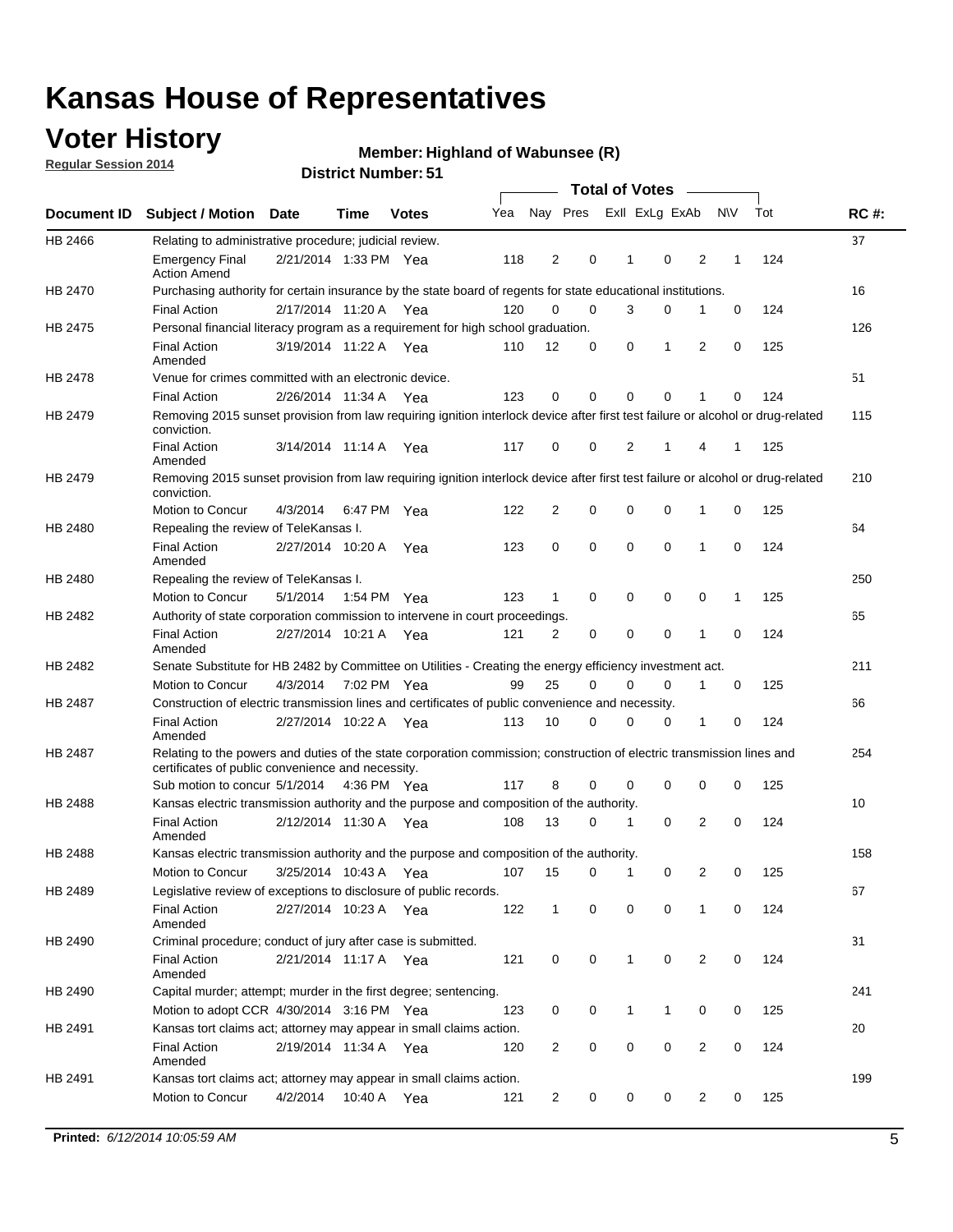# Kansas House of Representatives

## Voter History

**Regular Session 2014**

**Member: Highland of Wabunsee (R)**

**District Number: 51**

| Document ID | Subject / Motion | Date | Time | Votes | Yea | Nay | Pres | ExII | ExLg | ExAb | N\V | Tot | RC #: |
|---|---|---|---|---|---|---|---|---|---|---|---|---|---|
| HB 2466 | Relating to administrative procedure; judicial review. | | | | | | | | | | | | 37 |
| | Emergency Final Action Amend | 2/21/2014 | 1:33 PM | Yea | 118 | 2 | 0 | 1 | 0 | 2 | 1 | 124 | |
| HB 2470 | Purchasing authority for certain insurance by the state board of regents for state educational institutions. | | | | | | | | | | | | 16 |
| | Final Action | 2/17/2014 | 11:20 A | Yea | 120 | 0 | 0 | 3 | 0 | 1 | 0 | 124 | |
| HB 2475 | Personal financial literacy program as a requirement for high school graduation. | | | | | | | | | | | | 126 |
| | Final Action Amended | 3/19/2014 | 11:22 A | Yea | 110 | 12 | 0 | 0 | 1 | 2 | 0 | 125 | |
| HB 2478 | Venue for crimes committed with an electronic device. | | | | | | | | | | | | 51 |
| | Final Action | 2/26/2014 | 11:34 A | Yea | 123 | 0 | 0 | 0 | 0 | 1 | 0 | 124 | |
| HB 2479 | Removing 2015 sunset provision from law requiring ignition interlock device after first test failure or alcohol or drug-related conviction. | | | | | | | | | | | | 115 |
| | Final Action Amended | 3/14/2014 | 11:14 A | Yea | 117 | 0 | 0 | 2 | 1 | 4 | 1 | 125 | |
| HB 2479 | Removing 2015 sunset provision from law requiring ignition interlock device after first test failure or alcohol or drug-related conviction. | | | | | | | | | | | | 210 |
| | Motion to Concur | 4/3/2014 | 6:47 PM | Yea | 122 | 2 | 0 | 0 | 0 | 1 | 0 | 125 | |
| HB 2480 | Repealing the review of TeleKansas I. | | | | | | | | | | | | 64 |
| | Final Action Amended | 2/27/2014 | 10:20 A | Yea | 123 | 0 | 0 | 0 | 0 | 1 | 0 | 124 | |
| HB 2480 | Repealing the review of TeleKansas I. | | | | | | | | | | | | 250 |
| | Motion to Concur | 5/1/2014 | 1:54 PM | Yea | 123 | 1 | 0 | 0 | 0 | 0 | 1 | 125 | |
| HB 2482 | Authority of state corporation commission to intervene in court proceedings. | | | | | | | | | | | | 65 |
| | Final Action Amended | 2/27/2014 | 10:21 A | Yea | 121 | 2 | 0 | 0 | 0 | 1 | 0 | 124 | |
| HB 2482 | Senate Substitute for HB 2482 by Committee on Utilities - Creating the energy efficiency investment act. | | | | | | | | | | | | 211 |
| | Motion to Concur | 4/3/2014 | 7:02 PM | Yea | 99 | 25 | 0 | 0 | 0 | 1 | 0 | 125 | |
| HB 2487 | Construction of electric transmission lines and certificates of public convenience and necessity. | | | | | | | | | | | | 66 |
| | Final Action Amended | 2/27/2014 | 10:22 A | Yea | 113 | 10 | 0 | 0 | 0 | 1 | 0 | 124 | |
| HB 2487 | Relating to the powers and duties of the state corporation commission; construction of electric transmission lines and certificates of public convenience and necessity. | | | | | | | | | | | | 254 |
| | Sub motion to concur | 5/1/2014 | 4:36 PM | Yea | 117 | 8 | 0 | 0 | 0 | 0 | 0 | 125 | |
| HB 2488 | Kansas electric transmission authority and the purpose and composition of the authority. | | | | | | | | | | | | 10 |
| | Final Action Amended | 2/12/2014 | 11:30 A | Yea | 108 | 13 | 0 | 1 | 0 | 2 | 0 | 124 | |
| HB 2488 | Kansas electric transmission authority and the purpose and composition of the authority. | | | | | | | | | | | | 158 |
| | Motion to Concur | 3/25/2014 | 10:43 A | Yea | 107 | 15 | 0 | 1 | 0 | 2 | 0 | 125 | |
| HB 2489 | Legislative review of exceptions to disclosure of public records. | | | | | | | | | | | | 67 |
| | Final Action Amended | 2/27/2014 | 10:23 A | Yea | 122 | 1 | 0 | 0 | 0 | 1 | 0 | 124 | |
| HB 2490 | Criminal procedure; conduct of jury after case is submitted. | | | | | | | | | | | | 31 |
| | Final Action Amended | 2/21/2014 | 11:17 A | Yea | 121 | 0 | 0 | 1 | 0 | 2 | 0 | 124 | |
| HB 2490 | Capital murder; attempt; murder in the first degree; sentencing. | | | | | | | | | | | | 241 |
| | Motion to adopt CCR | 4/30/2014 | 3:16 PM | Yea | 123 | 0 | 0 | 1 | 1 | 0 | 0 | 125 | |
| HB 2491 | Kansas tort claims act; attorney may appear in small claims action. | | | | | | | | | | | | 20 |
| | Final Action Amended | 2/19/2014 | 11:34 A | Yea | 120 | 2 | 0 | 0 | 0 | 2 | 0 | 124 | |
| HB 2491 | Kansas tort claims act; attorney may appear in small claims action. | | | | | | | | | | | | 199 |
| | Motion to Concur | 4/2/2014 | 10:40 A | Yea | 121 | 2 | 0 | 0 | 0 | 2 | 0 | 125 | |

**Printed:** *6/12/2014 10:05:59 AM*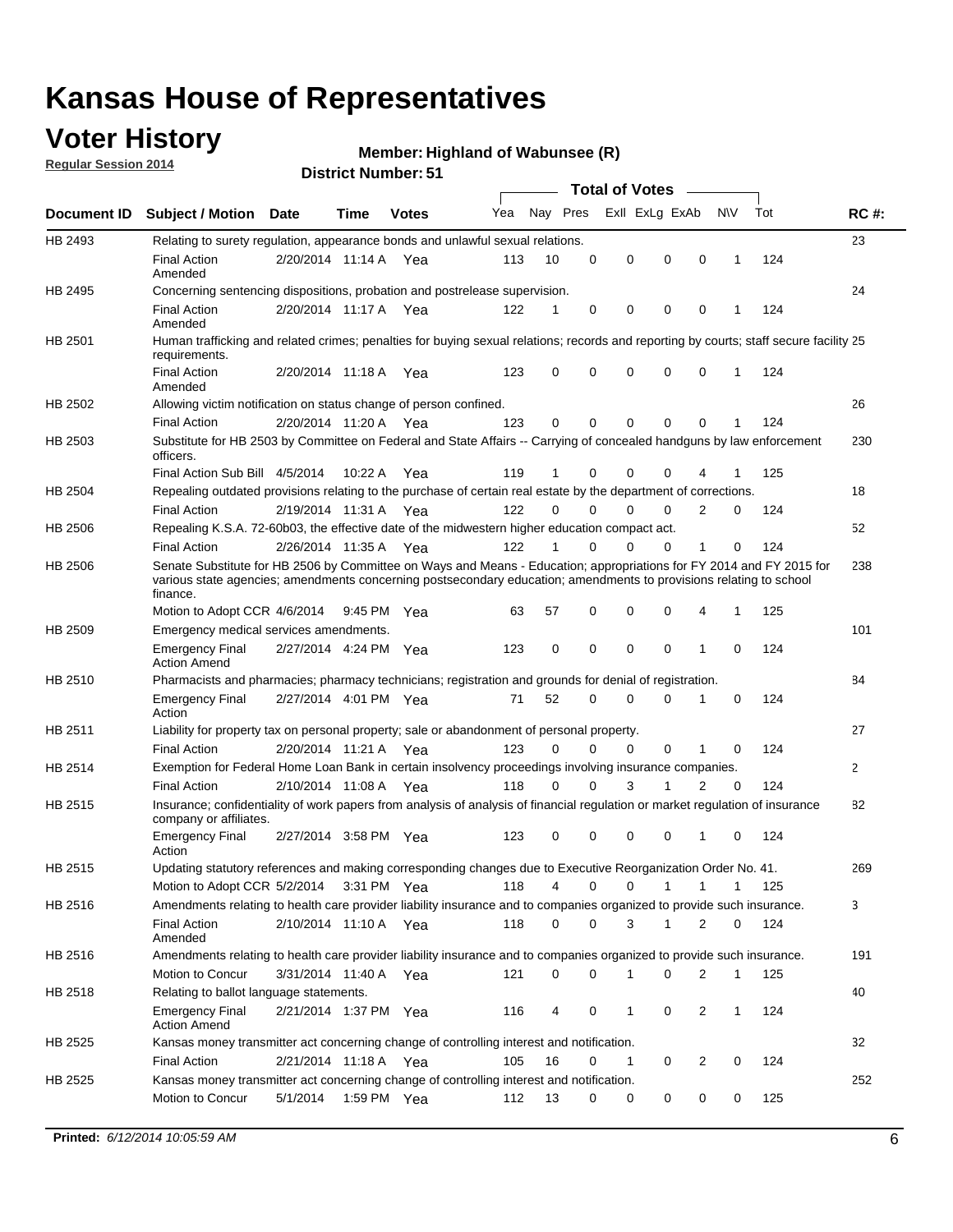# Kansas House of Representatives

## Voter History

**Regular Session 2014**

**Member: Highland of Wabunsee (R)**

**District Number: 51**

| Document ID | Subject / Motion | Date | Time | Votes | Yea | Nay | Pres | ExlI | ExLg | ExAb | N\V | Tot | RC #: |
|---|---|---|---|---|---|---|---|---|---|---|---|---|---|
| HB 2493 | Relating to surety regulation, appearance bonds and unlawful sexual relations. | | | | | | | | | | | | 23 |
| | Final Action Amended | 2/20/2014 | 11:14 A | Yea | 113 | 10 | 0 | 0 | 0 | 0 | 1 | 124 | |
| HB 2495 | Concerning sentencing dispositions, probation and postrelease supervision. | | | | | | | | | | | | 24 |
| | Final Action Amended | 2/20/2014 | 11:17 A | Yea | 122 | 1 | 0 | 0 | 0 | 0 | 1 | 124 | |
| HB 2501 | Human trafficking and related crimes; penalties for buying sexual relations; records and reporting by courts; staff secure facility requirements. | | | | | | | | | | | | 25 |
| | Final Action Amended | 2/20/2014 | 11:18 A | Yea | 123 | 0 | 0 | 0 | 0 | 0 | 1 | 124 | |
| HB 2502 | Allowing victim notification on status change of person confined. | | | | | | | | | | | | 26 |
| | Final Action | 2/20/2014 | 11:20 A | Yea | 123 | 0 | 0 | 0 | 0 | 0 | 1 | 124 | |
| HB 2503 | Substitute for HB 2503 by Committee on Federal and State Affairs -- Carrying of concealed handguns by law enforcement officers. | | | | | | | | | | | | 230 |
| | Final Action Sub Bill | 4/5/2014 | 10:22 A | Yea | 119 | 1 | 0 | 0 | 0 | 4 | 1 | 125 | |
| HB 2504 | Repealing outdated provisions relating to the purchase of certain real estate by the department of corrections. | | | | | | | | | | | | 18 |
| | Final Action | 2/19/2014 | 11:31 A | Yea | 122 | 0 | 0 | 0 | 0 | 2 | 0 | 124 | |
| HB 2506 | Repealing K.S.A. 72-60b03, the effective date of the midwestern higher education compact act. | | | | | | | | | | | | 52 |
| | Final Action | 2/26/2014 | 11:35 A | Yea | 122 | 1 | 0 | 0 | 0 | 1 | 0 | 124 | |
| HB 2506 | Senate Substitute for HB 2506 by Committee on Ways and Means - Education; appropriations for FY 2014 and FY 2015 for various state agencies; amendments concerning postsecondary education; amendments to provisions relating to school finance. | | | | | | | | | | | | 238 |
| | Motion to Adopt CCR | 4/6/2014 | 9:45 PM | Yea | 63 | 57 | 0 | 0 | 0 | 4 | 1 | 125 | |
| HB 2509 | Emergency medical services amendments. | | | | | | | | | | | | 101 |
| | Emergency Final Action Amend | 2/27/2014 | 4:24 PM | Yea | 123 | 0 | 0 | 0 | 0 | 1 | 0 | 124 | |
| HB 2510 | Pharmacists and pharmacies; pharmacy technicians; registration and grounds for denial of registration. | | | | | | | | | | | | 84 |
| | Emergency Final Action | 2/27/2014 | 4:01 PM | Yea | 71 | 52 | 0 | 0 | 0 | 1 | 0 | 124 | |
| HB 2511 | Liability for property tax on personal property; sale or abandonment of personal property. | | | | | | | | | | | | 27 |
| | Final Action | 2/20/2014 | 11:21 A | Yea | 123 | 0 | 0 | 0 | 0 | 1 | 0 | 124 | |
| HB 2514 | Exemption for Federal Home Loan Bank in certain insolvency proceedings involving insurance companies. | | | | | | | | | | | | 2 |
| | Final Action | 2/10/2014 | 11:08 A | Yea | 118 | 0 | 0 | 3 | 1 | 2 | 0 | 124 | |
| HB 2515 | Insurance; confidentiality of work papers from analysis of analysis of financial regulation or market regulation of insurance company or affiliates. | | | | | | | | | | | | 82 |
| | Emergency Final Action | 2/27/2014 | 3:58 PM | Yea | 123 | 0 | 0 | 0 | 0 | 1 | 0 | 124 | |
| HB 2515 | Updating statutory references and making corresponding changes due to Executive Reorganization Order No. 41. | | | | | | | | | | | | 269 |
| | Motion to Adopt CCR | 5/2/2014 | 3:31 PM | Yea | 118 | 4 | 0 | 0 | 1 | 1 | 1 | 125 | |
| HB 2516 | Amendments relating to health care provider liability insurance and to companies organized to provide such insurance. | | | | | | | | | | | | 3 |
| | Final Action Amended | 2/10/2014 | 11:10 A | Yea | 118 | 0 | 0 | 3 | 1 | 2 | 0 | 124 | |
| HB 2516 | Amendments relating to health care provider liability insurance and to companies organized to provide such insurance. | | | | | | | | | | | | 191 |
| | Motion to Concur | 3/31/2014 | 11:40 A | Yea | 121 | 0 | 0 | 1 | 0 | 2 | 1 | 125 | |
| HB 2518 | Relating to ballot language statements. | | | | | | | | | | | | 40 |
| | Emergency Final Action Amend | 2/21/2014 | 1:37 PM | Yea | 116 | 4 | 0 | 1 | 0 | 2 | 1 | 124 | |
| HB 2525 | Kansas money transmitter act concerning change of controlling interest and notification. | | | | | | | | | | | | 32 |
| | Final Action | 2/21/2014 | 11:18 A | Yea | 105 | 16 | 0 | 1 | 0 | 2 | 0 | 124 | |
| HB 2525 | Kansas money transmitter act concerning change of controlling interest and notification. | | | | | | | | | | | | 252 |
| | Motion to Concur | 5/1/2014 | 1:59 PM | Yea | 112 | 13 | 0 | 0 | 0 | 0 | 0 | 125 | |

**Printed:** *6/12/2014 10:05:59 AM*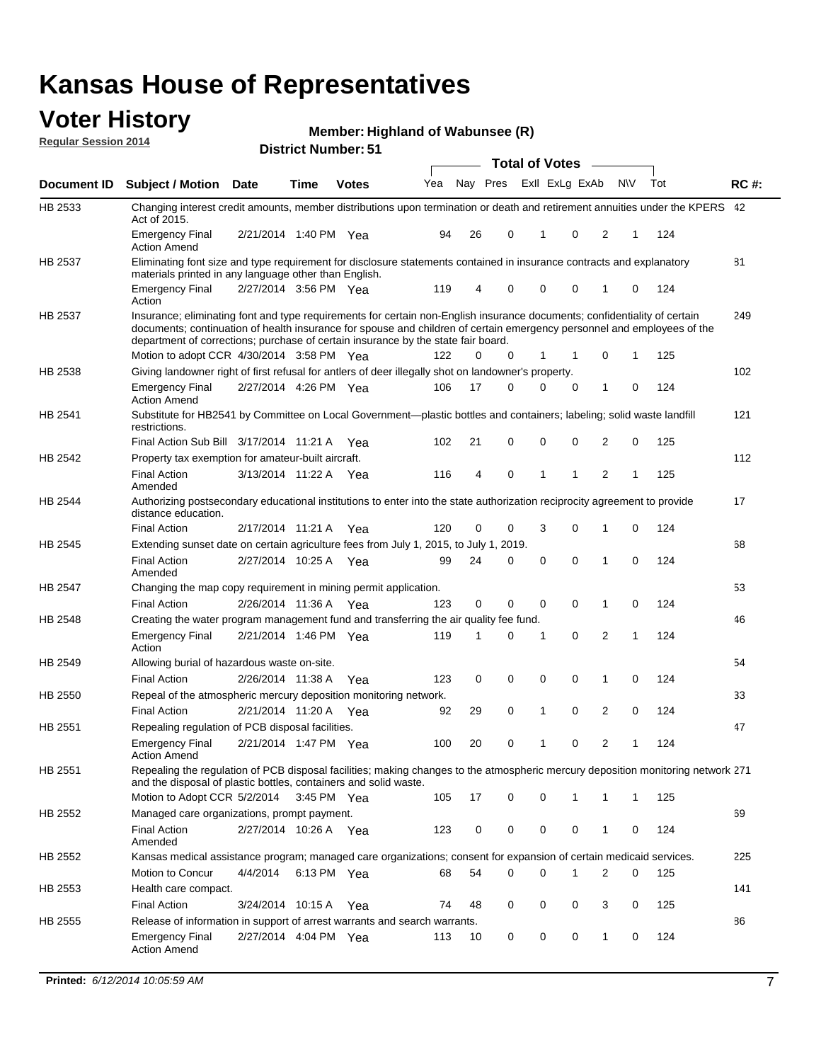# Kansas House of Representatives

## Voter History

**Regular Session 2014**

**Member: Highland of Wabunsee (R)**

**District Number: 51**

| Document ID | Subject / Motion | Date | Time | Votes | Yea | Nay | Pres | ExII | ExLg | ExAb | N\V | Tot | RC #: |
|---|---|---|---|---|---|---|---|---|---|---|---|---|---|
| HB 2533 | Changing interest credit amounts, member distributions upon termination or death and retirement annuities under the KPERS Act of 2015. | | | | | | | | | | | | 42 |
| | Emergency Final Action Amend | 2/21/2014 | 1:40 PM | Yea | 94 | 26 | 0 | 1 | 0 | 2 | 1 | 124 | |
| HB 2537 | Eliminating font size and type requirement for disclosure statements contained in insurance contracts and explanatory materials printed in any language other than English. | | | | | | | | | | | | 81 |
| | Emergency Final Action | 2/27/2014 | 3:56 PM | Yea | 119 | 4 | 0 | 0 | 0 | 1 | 0 | 124 | |
| HB 2537 | Insurance; eliminating font and type requirements for certain non-English insurance documents; confidentiality of certain documents; continuation of health insurance for spouse and children of certain emergency personnel and employees of the department of corrections; purchase of certain insurance by the state fair board. | | | | | | | | | | | | 249 |
| | Motion to adopt CCR | 4/30/2014 | 3:58 PM | Yea | 122 | 0 | 0 | 1 | 1 | 0 | 1 | 125 | |
| HB 2538 | Giving landowner right of first refusal for antlers of deer illegally shot on landowner's property. | | | | | | | | | | | | 102 |
| | Emergency Final Action Amend | 2/27/2014 | 4:26 PM | Yea | 106 | 17 | 0 | 0 | 0 | 1 | 0 | 124 | |
| HB 2541 | Substitute for HB2541 by Committee on Local Government—plastic bottles and containers; labeling; solid waste landfill restrictions. | | | | | | | | | | | | 121 |
| | Final Action Sub Bill | 3/17/2014 | 11:21 A | Yea | 102 | 21 | 0 | 0 | 0 | 2 | 0 | 125 | |
| HB 2542 | Property tax exemption for amateur-built aircraft. | | | | | | | | | | | | 112 |
| | Final Action Amended | 3/13/2014 | 11:22 A | Yea | 116 | 4 | 0 | 1 | 1 | 2 | 1 | 125 | |
| HB 2544 | Authorizing postsecondary educational institutions to enter into the state authorization reciprocity agreement to provide distance education. | | | | | | | | | | | | 17 |
| | Final Action | 2/17/2014 | 11:21 A | Yea | 120 | 0 | 0 | 3 | 0 | 1 | 0 | 124 | |
| HB 2545 | Extending sunset date on certain agriculture fees from July 1, 2015, to July 1, 2019. | | | | | | | | | | | | 68 |
| | Final Action Amended | 2/27/2014 | 10:25 A | Yea | 99 | 24 | 0 | 0 | 0 | 1 | 0 | 124 | |
| HB 2547 | Changing the map copy requirement in mining permit application. | | | | | | | | | | | | 53 |
| | Final Action | 2/26/2014 | 11:36 A | Yea | 123 | 0 | 0 | 0 | 0 | 1 | 0 | 124 | |
| HB 2548 | Creating the water program management fund and transferring the air quality fee fund. | | | | | | | | | | | | 46 |
| | Emergency Final Action | 2/21/2014 | 1:46 PM | Yea | 119 | 1 | 0 | 1 | 0 | 2 | 1 | 124 | |
| HB 2549 | Allowing burial of hazardous waste on-site. | | | | | | | | | | | | 54 |
| | Final Action | 2/26/2014 | 11:38 A | Yea | 123 | 0 | 0 | 0 | 0 | 1 | 0 | 124 | |
| HB 2550 | Repeal of the atmospheric mercury deposition monitoring network. | | | | | | | | | | | | 33 |
| | Final Action | 2/21/2014 | 11:20 A | Yea | 92 | 29 | 0 | 1 | 0 | 2 | 0 | 124 | |
| HB 2551 | Repealing regulation of PCB disposal facilities. | | | | | | | | | | | | 47 |
| | Emergency Final Action Amend | 2/21/2014 | 1:47 PM | Yea | 100 | 20 | 0 | 1 | 0 | 2 | 1 | 124 | |
| HB 2551 | Repealing the regulation of PCB disposal facilities; making changes to the atmospheric mercury deposition monitoring network and the disposal of plastic bottles, containers and solid waste. | | | | | | | | | | | | 271 |
| | Motion to Adopt CCR | 5/2/2014 | 3:45 PM | Yea | 105 | 17 | 0 | 0 | 1 | 1 | 1 | 125 | |
| HB 2552 | Managed care organizations, prompt payment. | | | | | | | | | | | | 69 |
| | Final Action Amended | 2/27/2014 | 10:26 A | Yea | 123 | 0 | 0 | 0 | 0 | 1 | 0 | 124 | |
| HB 2552 | Kansas medical assistance program; managed care organizations; consent for expansion of certain medicaid services. | | | | | | | | | | | | 225 |
| | Motion to Concur | 4/4/2014 | 6:13 PM | Yea | 68 | 54 | 0 | 0 | 1 | 2 | 0 | 125 | |
| HB 2553 | Health care compact. | | | | | | | | | | | | 141 |
| | Final Action | 3/24/2014 | 10:15 A | Yea | 74 | 48 | 0 | 0 | 0 | 3 | 0 | 125 | |
| HB 2555 | Release of information in support of arrest warrants and search warrants. | | | | | | | | | | | | 86 |
| | Emergency Final Action Amend | 2/27/2014 | 4:04 PM | Yea | 113 | 10 | 0 | 0 | 0 | 1 | 0 | 124 | |

**Printed:** *6/12/2014 10:05:59 AM*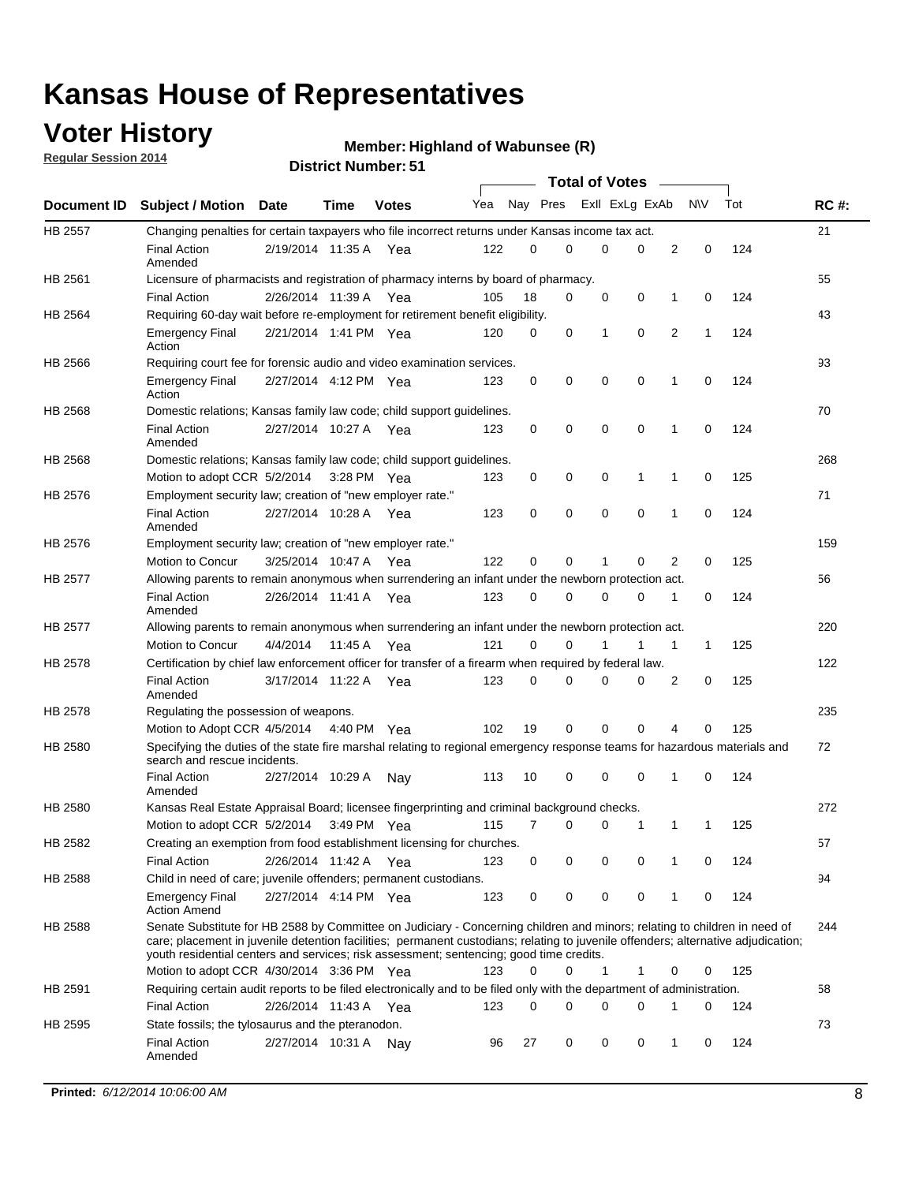# Kansas House of Representatives

## Voter History

**Regular Session 2014**

**Member: Highland of Wabunsee (R)**

**District Number: 51**

| Document ID | Subject / Motion | Date | Time | Votes | Yea | Nay | Pres | ExII | ExLg | ExAb | N\V | Tot | RC #: |
|---|---|---|---|---|---|---|---|---|---|---|---|---|---|
| HB 2557 | Changing penalties for certain taxpayers who file incorrect returns under Kansas income tax act. | | | | | | | | | | | | 21 |
| | Final Action Amended | 2/19/2014 | 11:35 A | Yea | 122 | 0 | 0 | 0 | 0 | 2 | 0 | 124 | |
| HB 2561 | Licensure of pharmacists and registration of pharmacy interns by board of pharmacy. | | | | | | | | | | | | 55 |
| | Final Action | 2/26/2014 | 11:39 A | Yea | 105 | 18 | 0 | 0 | 0 | 1 | 0 | 124 | |
| HB 2564 | Requiring 60-day wait before re-employment for retirement benefit eligibility. | | | | | | | | | | | | 43 |
| | Emergency Final Action | 2/21/2014 | 1:41 PM | Yea | 120 | 0 | 0 | 1 | 0 | 2 | 1 | 124 | |
| HB 2566 | Requiring court fee for forensic audio and video examination services. | | | | | | | | | | | | 93 |
| | Emergency Final Action | 2/27/2014 | 4:12 PM | Yea | 123 | 0 | 0 | 0 | 0 | 1 | 0 | 124 | |
| HB 2568 | Domestic relations; Kansas family law code; child support guidelines. | | | | | | | | | | | | 70 |
| | Final Action Amended | 2/27/2014 | 10:27 A | Yea | 123 | 0 | 0 | 0 | 0 | 1 | 0 | 124 | |
| HB 2568 | Domestic relations; Kansas family law code; child support guidelines. | | | | | | | | | | | | 268 |
| | Motion to adopt CCR | 5/2/2014 | 3:28 PM | Yea | 123 | 0 | 0 | 0 | 1 | 1 | 0 | 125 | |
| HB 2576 | Employment security law; creation of "new employer rate." | | | | | | | | | | | | 71 |
| | Final Action Amended | 2/27/2014 | 10:28 A | Yea | 123 | 0 | 0 | 0 | 0 | 1 | 0 | 124 | |
| HB 2576 | Employment security law; creation of "new employer rate." | | | | | | | | | | | | 159 |
| | Motion to Concur | 3/25/2014 | 10:47 A | Yea | 122 | 0 | 0 | 1 | 0 | 2 | 0 | 125 | |
| HB 2577 | Allowing parents to remain anonymous when surrendering an infant under the newborn protection act. | | | | | | | | | | | | 56 |
| | Final Action Amended | 2/26/2014 | 11:41 A | Yea | 123 | 0 | 0 | 0 | 0 | 1 | 0 | 124 | |
| HB 2577 | Allowing parents to remain anonymous when surrendering an infant under the newborn protection act. | | | | | | | | | | | | 220 |
| | Motion to Concur | 4/4/2014 | 11:45 A | Yea | 121 | 0 | 0 | 1 | 1 | 1 | 1 | 125 | |
| HB 2578 | Certification by chief law enforcement officer for transfer of a firearm when required by federal law. | | | | | | | | | | | | 122 |
| | Final Action Amended | 3/17/2014 | 11:22 A | Yea | 123 | 0 | 0 | 0 | 0 | 2 | 0 | 125 | |
| HB 2578 | Regulating the possession of weapons. | | | | | | | | | | | | 235 |
| | Motion to Adopt CCR | 4/5/2014 | 4:40 PM | Yea | 102 | 19 | 0 | 0 | 0 | 4 | 0 | 125 | |
| HB 2580 | Specifying the duties of the state fire marshal relating to regional emergency response teams for hazardous materials and search and rescue incidents. | | | | | | | | | | | | 72 |
| | Final Action Amended | 2/27/2014 | 10:29 A | Nay | 113 | 10 | 0 | 0 | 0 | 1 | 0 | 124 | |
| HB 2580 | Kansas Real Estate Appraisal Board; licensee fingerprinting and criminal background checks. | | | | | | | | | | | | 272 |
| | Motion to adopt CCR | 5/2/2014 | 3:49 PM | Yea | 115 | 7 | 0 | 0 | 1 | 1 | 1 | 125 | |
| HB 2582 | Creating an exemption from food establishment licensing for churches. | | | | | | | | | | | | 57 |
| | Final Action | 2/26/2014 | 11:42 A | Yea | 123 | 0 | 0 | 0 | 0 | 1 | 0 | 124 | |
| HB 2588 | Child in need of care; juvenile offenders; permanent custodians. | | | | | | | | | | | | 94 |
| | Emergency Final Action Amend | 2/27/2014 | 4:14 PM | Yea | 123 | 0 | 0 | 0 | 0 | 1 | 0 | 124 | |
| HB 2588 | Senate Substitute for HB 2588 by Committee on Judiciary - Concerning children and minors; relating to children in need of care; placement in juvenile detention facilities; permanent custodians; relating to juvenile offenders; alternative adjudication; youth residential centers and services; risk assessment; sentencing; good time credits. | | | | | | | | | | | | 244 |
| | Motion to adopt CCR | 4/30/2014 | 3:36 PM | Yea | 123 | 0 | 0 | 1 | 1 | 0 | 0 | 125 | |
| HB 2591 | Requiring certain audit reports to be filed electronically and to be filed only with the department of administration. | | | | | | | | | | | | 58 |
| | Final Action | 2/26/2014 | 11:43 A | Yea | 123 | 0 | 0 | 0 | 0 | 1 | 0 | 124 | |
| HB 2595 | State fossils; the tylosaurus and the pteranodon. | | | | | | | | | | | | 73 |
| | Final Action Amended | 2/27/2014 | 10:31 A | Nay | 96 | 27 | 0 | 0 | 0 | 1 | 0 | 124 | |

**Printed:** *6/12/2014 10:06:00 AM*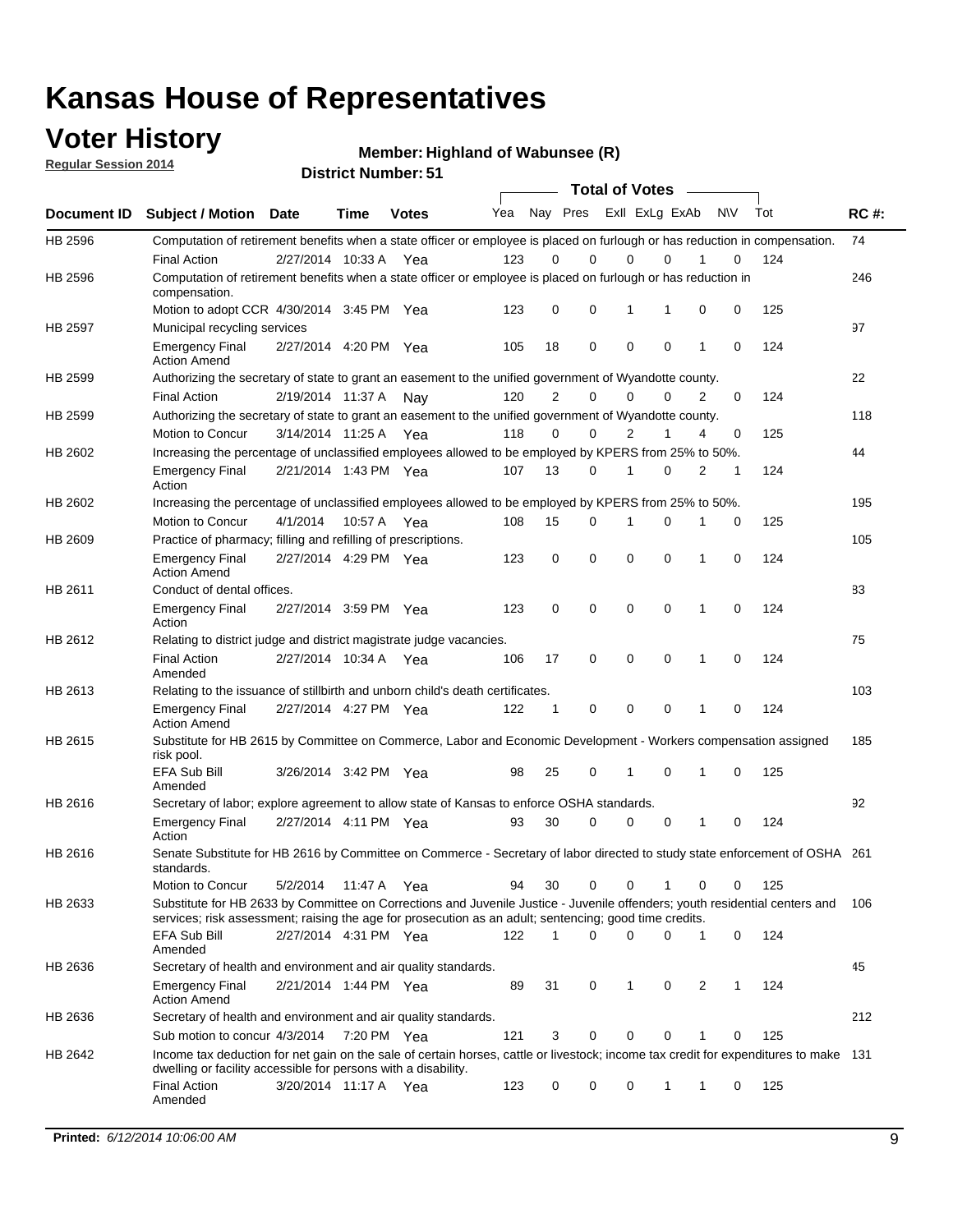# Kansas House of Representatives

## Voter History

**Regular Session 2014**

**Member: Highland of Wabunsee (R)**

**District Number: 51**

| Document ID | Subject / Motion | Date | Time | Votes | Yea | Nay | Pres | ExII | ExLg | ExAb | N\V | Tot | RC #: |
|---|---|---|---|---|---|---|---|---|---|---|---|---|---|
| HB 2596 | Computation of retirement benefits when a state officer or employee is placed on furlough or has reduction in compensation. | | | | | | | | | | | | 74 |
| | Final Action | 2/27/2014 | 10:33 A | Yea | 123 | 0 | 0 | 0 | 0 | 1 | 0 | 124 | |
| HB 2596 | Computation of retirement benefits when a state officer or employee is placed on furlough or has reduction in compensation. | | | | | | | | | | | | 246 |
| | Motion to adopt CCR | 4/30/2014 | 3:45 PM | Yea | 123 | 0 | 0 | 1 | 1 | 0 | 0 | 125 | |
| HB 2597 | Municipal recycling services | | | | | | | | | | | | 97 |
| | Emergency Final Action Amend | 2/27/2014 | 4:20 PM | Yea | 105 | 18 | 0 | 0 | 0 | 1 | 0 | 124 | |
| HB 2599 | Authorizing the secretary of state to grant an easement to the unified government of Wyandotte county. | | | | | | | | | | | | 22 |
| | Final Action | 2/19/2014 | 11:37 A | Nay | 120 | 2 | 0 | 0 | 0 | 2 | 0 | 124 | |
| HB 2599 | Authorizing the secretary of state to grant an easement to the unified government of Wyandotte county. | | | | | | | | | | | | 118 |
| | Motion to Concur | 3/14/2014 | 11:25 A | Yea | 118 | 0 | 0 | 2 | 1 | 4 | 0 | 125 | |
| HB 2602 | Increasing the percentage of unclassified employees allowed to be employed by KPERS from 25% to 50%. | | | | | | | | | | | | 44 |
| | Emergency Final Action | 2/21/2014 | 1:43 PM | Yea | 107 | 13 | 0 | 1 | 0 | 2 | 1 | 124 | |
| HB 2602 | Increasing the percentage of unclassified employees allowed to be employed by KPERS from 25% to 50%. | | | | | | | | | | | | 195 |
| | Motion to Concur | 4/1/2014 | 10:57 A | Yea | 108 | 15 | 0 | 1 | 0 | 1 | 0 | 125 | |
| HB 2609 | Practice of pharmacy; filling and refilling of prescriptions. | | | | | | | | | | | | 105 |
| | Emergency Final Action Amend | 2/27/2014 | 4:29 PM | Yea | 123 | 0 | 0 | 0 | 0 | 1 | 0 | 124 | |
| HB 2611 | Conduct of dental offices. | | | | | | | | | | | | 83 |
| | Emergency Final Action | 2/27/2014 | 3:59 PM | Yea | 123 | 0 | 0 | 0 | 0 | 1 | 0 | 124 | |
| HB 2612 | Relating to district judge and district magistrate judge vacancies. | | | | | | | | | | | | 75 |
| | Final Action Amended | 2/27/2014 | 10:34 A | Yea | 106 | 17 | 0 | 0 | 0 | 1 | 0 | 124 | |
| HB 2613 | Relating to the issuance of stillbirth and unborn child's death certificates. | | | | | | | | | | | | 103 |
| | Emergency Final Action Amend | 2/27/2014 | 4:27 PM | Yea | 122 | 1 | 0 | 0 | 0 | 1 | 0 | 124 | |
| HB 2615 | Substitute for HB 2615 by Committee on Commerce, Labor and Economic Development - Workers compensation assigned risk pool. | | | | | | | | | | | | 185 |
| | EFA Sub Bill Amended | 3/26/2014 | 3:42 PM | Yea | 98 | 25 | 0 | 1 | 0 | 1 | 0 | 125 | |
| HB 2616 | Secretary of labor; explore agreement to allow state of Kansas to enforce OSHA standards. | | | | | | | | | | | | 92 |
| | Emergency Final Action | 2/27/2014 | 4:11 PM | Yea | 93 | 30 | 0 | 0 | 0 | 1 | 0 | 124 | |
| HB 2616 | Senate Substitute for HB 2616 by Committee on Commerce - Secretary of labor directed to study state enforcement of OSHA standards. | | | | | | | | | | | | 261 |
| | Motion to Concur | 5/2/2014 | 11:47 A | Yea | 94 | 30 | 0 | 0 | 1 | 0 | 0 | 125 | |
| HB 2633 | Substitute for HB 2633 by Committee on Corrections and Juvenile Justice - Juvenile offenders; youth residential centers and services; risk assessment; raising the age for prosecution as an adult; sentencing; good time credits. | | | | | | | | | | | | 106 |
| | EFA Sub Bill Amended | 2/27/2014 | 4:31 PM | Yea | 122 | 1 | 0 | 0 | 0 | 1 | 0 | 124 | |
| HB 2636 | Secretary of health and environment and air quality standards. | | | | | | | | | | | | 45 |
| | Emergency Final Action Amend | 2/21/2014 | 1:44 PM | Yea | 89 | 31 | 0 | 1 | 0 | 2 | 1 | 124 | |
| HB 2636 | Secretary of health and environment and air quality standards. | | | | | | | | | | | | 212 |
| | Sub motion to concur | 4/3/2014 | 7:20 PM | Yea | 121 | 3 | 0 | 0 | 0 | 1 | 0 | 125 | |
| HB 2642 | Income tax deduction for net gain on the sale of certain horses, cattle or livestock; income tax credit for expenditures to make dwelling or facility accessible for persons with a disability. | | | | | | | | | | | | 131 |
| | Final Action Amended | 3/20/2014 | 11:17 A | Yea | 123 | 0 | 0 | 0 | 1 | 1 | 0 | 125 | |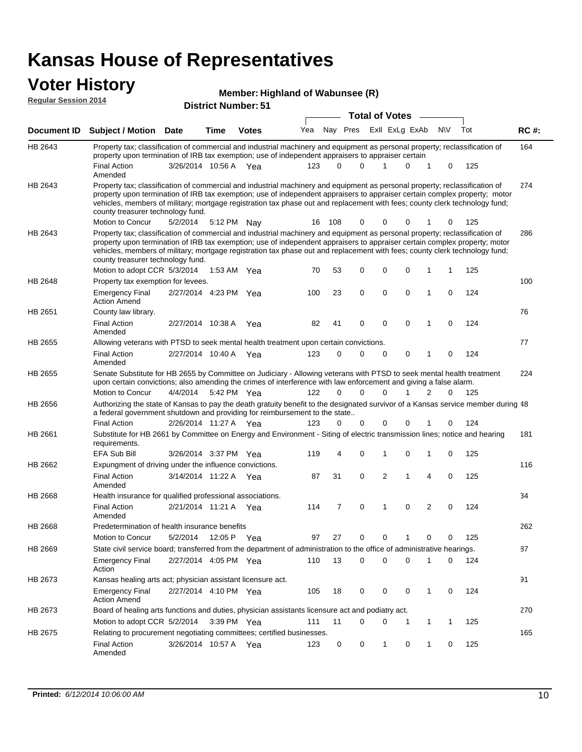# Kansas House of Representatives

## Voter History

**Regular Session 2014**

**Member: Highland of Wabunsee (R)**

**District Number: 51**

| Document ID | Subject / Motion | Date | Time | Votes | Yea | Nay | Pres | ExII | ExLg | ExAb | N\V | Tot | RC #: |
|---|---|---|---|---|---|---|---|---|---|---|---|---|---|
| HB 2643 | Property tax; classification of commercial and industrial machinery and equipment as personal property; reclassification of property upon termination of IRB tax exemption; use of independent appraisers to appraiser certain | | | | | | | | | | | | 164 |
| | Final Action Amended | 3/26/2014 | 10:56 A | Yea | 123 | 0 | 0 | 1 | 0 | 1 | 0 | 125 | |
| HB 2643 | Property tax; classification of commercial and industrial machinery and equipment as personal property; reclassification of property upon termination of IRB tax exemption; use of independent appraisers to appraiser certain complex property; motor vehicles, members of military; mortgage registration tax phase out and replacement with fees; county clerk technology fund; county treasurer technology fund. | | | | | | | | | | | | 274 |
| | Motion to Concur | 5/2/2014 | 5:12 PM | Nay | 16 | 108 | 0 | 0 | 0 | 1 | 0 | 125 | |
| HB 2643 | Property tax; classification of commercial and industrial machinery and equipment as personal property; reclassification of property upon termination of IRB tax exemption; use of independent appraisers to appraiser certain complex property; motor vehicles, members of military; mortgage registration tax phase out and replacement with fees; county clerk technology fund; county treasurer technology fund. | | | | | | | | | | | | 286 |
| | Motion to adopt CCR | 5/3/2014 | 1:53 AM | Yea | 70 | 53 | 0 | 0 | 0 | 1 | 1 | 125 | |
| HB 2648 | Property tax exemption for levees. | | | | | | | | | | | | 100 |
| | Emergency Final Action Amend | 2/27/2014 | 4:23 PM | Yea | 100 | 23 | 0 | 0 | 0 | 1 | 0 | 124 | |
| HB 2651 | County law library. | | | | | | | | | | | | 76 |
| | Final Action Amended | 2/27/2014 | 10:38 A | Yea | 82 | 41 | 0 | 0 | 0 | 1 | 0 | 124 | |
| HB 2655 | Allowing veterans with PTSD to seek mental health treatment upon certain convictions. | | | | | | | | | | | | 77 |
| | Final Action Amended | 2/27/2014 | 10:40 A | Yea | 123 | 0 | 0 | 0 | 0 | 1 | 0 | 124 | |
| HB 2655 | Senate Substitute for HB 2655 by Committee on Judiciary - Allowing veterans with PTSD to seek mental health treatment upon certain convictions; also amending the crimes of interference with law enforcement and giving a false alarm. | | | | | | | | | | | | 224 |
| | Motion to Concur | 4/4/2014 | 5:42 PM | Yea | 122 | 0 | 0 | 0 | 1 | 2 | 0 | 125 | |
| HB 2656 | Authorizing the state of Kansas to pay the death gratuity benefit to the designated survivor of a Kansas service member during a federal government shutdown and providing for reimbursement to the state.. | | | | | | | | | | | | 48 |
| | Final Action | 2/26/2014 | 11:27 A | Yea | 123 | 0 | 0 | 0 | 0 | 1 | 0 | 124 | |
| HB 2661 | Substitute for HB 2661 by Committee on Energy and Environment - Siting of electric transmission lines; notice and hearing requirements. | | | | | | | | | | | | 181 |
| | EFA Sub Bill | 3/26/2014 | 3:37 PM | Yea | 119 | 4 | 0 | 1 | 0 | 1 | 0 | 125 | |
| HB 2662 | Expungment of driving under the influence convictions. | | | | | | | | | | | | 116 |
| | Final Action Amended | 3/14/2014 | 11:22 A | Yea | 87 | 31 | 0 | 2 | 1 | 4 | 0 | 125 | |
| HB 2668 | Health insurance for qualified professional associations. | | | | | | | | | | | | 34 |
| | Final Action Amended | 2/21/2014 | 11:21 A | Yea | 114 | 7 | 0 | 1 | 0 | 2 | 0 | 124 | |
| HB 2668 | Predetermination of health insurance benefits | | | | | | | | | | | | 262 |
| | Motion to Concur | 5/2/2014 | 12:05 P | Yea | 97 | 27 | 0 | 0 | 1 | 0 | 0 | 125 | |
| HB 2669 | State civil service board; transferred from the department of administration to the office of administrative hearings. | | | | | | | | | | | | 87 |
| | Emergency Final Action | 2/27/2014 | 4:05 PM | Yea | 110 | 13 | 0 | 0 | 0 | 1 | 0 | 124 | |
| HB 2673 | Kansas healing arts act; physician assistant licensure act. | | | | | | | | | | | | 91 |
| | Emergency Final Action Amend | 2/27/2014 | 4:10 PM | Yea | 105 | 18 | 0 | 0 | 0 | 1 | 0 | 124 | |
| HB 2673 | Board of healing arts functions and duties, physician assistants licensure act and podiatry act. | | | | | | | | | | | | 270 |
| | Motion to adopt CCR | 5/2/2014 | 3:39 PM | Yea | 111 | 11 | 0 | 0 | 1 | 1 | 1 | 125 | |
| HB 2675 | Relating to procurement negotiating committees; certified businesses. | | | | | | | | | | | | 165 |
| | Final Action Amended | 3/26/2014 | 10:57 A | Yea | 123 | 0 | 0 | 1 | 0 | 1 | 0 | 125 | |

**Printed:** *6/12/2014 10:06:00 AM*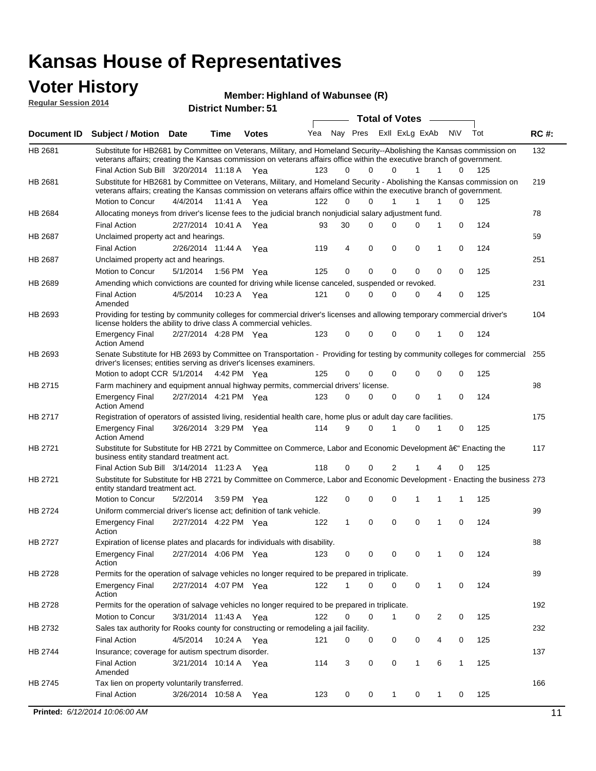# Kansas House of Representatives

## Voter History

**Regular Session 2014**

**Member: Highland of Wabunsee (R)**

**District Number: 51**

| Document ID | Subject / Motion | Date | Time | Votes | Yea | Nay | Pres | ExII | ExLg | ExAb | N\V | Tot | RC #: |
|---|---|---|---|---|---|---|---|---|---|---|---|---|---|
| HB 2681 | Substitute for HB2681 by Committee on Veterans, Military, and Homeland Security--Abolishing the Kansas commission on veterans affairs; creating the Kansas commission on veterans affairs office within the executive branch of government. | | | | | | | | | | | | 132 |
| | Final Action Sub Bill | 3/20/2014 | 11:18 A | Yea | 123 | 0 | 0 | 0 | 1 | 1 | 0 | 125 | |
| HB 2681 | Substitute for HB2681 by Committee on Veterans, Military, and Homeland Security - Abolishing the Kansas commission on veterans affairs; creating the Kansas commission on veterans affairs office within the executive branch of government. | | | | | | | | | | | | 219 |
| | Motion to Concur | 4/4/2014 | 11:41 A | Yea | 122 | 0 | 0 | 1 | 1 | 1 | 0 | 125 | |
| HB 2684 | Allocating moneys from driver's license fees to the judicial branch nonjudicial salary adjustment fund. | | | | | | | | | | | | 78 |
| | Final Action | 2/27/2014 | 10:41 A | Yea | 93 | 30 | 0 | 0 | 0 | 1 | 0 | 124 | |
| HB 2687 | Unclaimed property act and hearings. | | | | | | | | | | | | 59 |
| | Final Action | 2/26/2014 | 11:44 A | Yea | 119 | 4 | 0 | 0 | 0 | 1 | 0 | 124 | |
| HB 2687 | Unclaimed property act and hearings. | | | | | | | | | | | | 251 |
| | Motion to Concur | 5/1/2014 | 1:56 PM | Yea | 125 | 0 | 0 | 0 | 0 | 0 | 0 | 125 | |
| HB 2689 | Amending which convictions are counted for driving while license canceled, suspended or revoked. | | | | | | | | | | | | 231 |
| | Final Action Amended | 4/5/2014 | 10:23 A | Yea | 121 | 0 | 0 | 0 | 0 | 4 | 0 | 125 | |
| HB 2693 | Providing for testing by community colleges for commercial driver's licenses and allowing temporary commercial driver's license holders the ability to drive class A commercial vehicles. | | | | | | | | | | | | 104 |
| | Emergency Final Action Amend | 2/27/2014 | 4:28 PM | Yea | 123 | 0 | 0 | 0 | 0 | 1 | 0 | 124 | |
| HB 2693 | Senate Substitute for HB 2693 by Committee on Transportation - Providing for testing by community colleges for commercial driver's licenses; entities serving as driver's licenses examiners. | | | | | | | | | | | | 255 |
| | Motion to adopt CCR | 5/1/2014 | 4:42 PM | Yea | 125 | 0 | 0 | 0 | 0 | 0 | 0 | 125 | |
| HB 2715 | Farm machinery and equipment annual highway permits, commercial drivers' license. | | | | | | | | | | | | 98 |
| | Emergency Final Action Amend | 2/27/2014 | 4:21 PM | Yea | 123 | 0 | 0 | 0 | 0 | 1 | 0 | 124 | |
| HB 2717 | Registration of operators of assisted living, residential health care, home plus or adult day care facilities. | | | | | | | | | | | | 175 |
| | Emergency Final Action Amend | 3/26/2014 | 3:29 PM | Yea | 114 | 9 | 0 | 1 | 0 | 1 | 0 | 125 | |
| HB 2721 | Substitute for Substitute for HB 2721 by Committee on Commerce, Labor and Economic Development â€" Enacting the business entity standard treatment act. | | | | | | | | | | | | 117 |
| | Final Action Sub Bill | 3/14/2014 | 11:23 A | Yea | 118 | 0 | 0 | 2 | 1 | 4 | 0 | 125 | |
| HB 2721 | Substitute for Substitute for HB 2721 by Committee on Commerce, Labor and Economic Development - Enacting the business entity standard treatment act. | | | | | | | | | | | | 273 |
| | Motion to Concur | 5/2/2014 | 3:59 PM | Yea | 122 | 0 | 0 | 0 | 1 | 1 | 1 | 125 | |
| HB 2724 | Uniform commercial driver's license act; definition of tank vehicle. | | | | | | | | | | | | 99 |
| | Emergency Final Action | 2/27/2014 | 4:22 PM | Yea | 122 | 1 | 0 | 0 | 0 | 1 | 0 | 124 | |
| HB 2727 | Expiration of license plates and placards for individuals with disability. | | | | | | | | | | | | 88 |
| | Emergency Final Action | 2/27/2014 | 4:06 PM | Yea | 123 | 0 | 0 | 0 | 0 | 1 | 0 | 124 | |
| HB 2728 | Permits for the operation of salvage vehicles no longer required to be prepared in triplicate. | | | | | | | | | | | | 89 |
| | Emergency Final Action | 2/27/2014 | 4:07 PM | Yea | 122 | 1 | 0 | 0 | 0 | 1 | 0 | 124 | |
| HB 2728 | Permits for the operation of salvage vehicles no longer required to be prepared in triplicate. | | | | | | | | | | | | 192 |
| | Motion to Concur | 3/31/2014 | 11:43 A | Yea | 122 | 0 | 0 | 1 | 0 | 2 | 0 | 125 | |
| HB 2732 | Sales tax authority for Rooks county for constructing or remodeling a jail facility. | | | | | | | | | | | | 232 |
| | Final Action | 4/5/2014 | 10:24 A | Yea | 121 | 0 | 0 | 0 | 0 | 4 | 0 | 125 | |
| HB 2744 | Insurance; coverage for autism spectrum disorder. | | | | | | | | | | | | 137 |
| | Final Action Amended | 3/21/2014 | 10:14 A | Yea | 114 | 3 | 0 | 0 | 1 | 6 | 1 | 125 | |
| HB 2745 | Tax lien on property voluntarily transferred. | | | | | | | | | | | | 166 |
| | Final Action | 3/26/2014 | 10:58 A | Yea | 123 | 0 | 0 | 1 | 0 | 1 | 0 | 125 | |

**Printed:** *6/12/2014 10:06:00 AM*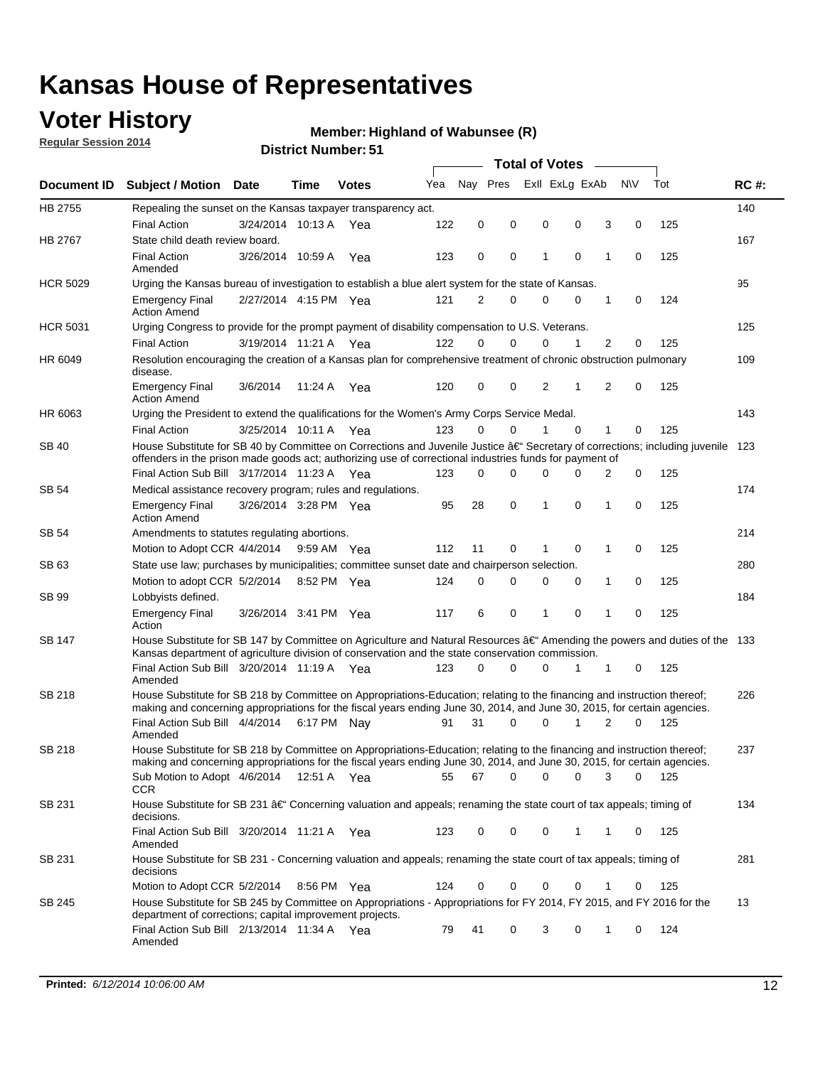# Kansas House of Representatives

## Voter History

**Regular Session 2014**

**Member: Highland of Wabunsee (R)**

**District Number: 51**

| Document ID | Subject / Motion | Date | Time | Votes | Yea | Nay | Pres | ExII | ExLg | ExAb | N\V | Tot | RC #: |
|---|---|---|---|---|---|---|---|---|---|---|---|---|---|
| HB 2755 | Repealing the sunset on the Kansas taxpayer transparency act. | | | | | | | | | | | | 140 |
| | Final Action | 3/24/2014 | 10:13 A | Yea | 122 | 0 | 0 | 0 | 0 | 3 | 0 | 125 | |
| HB 2767 | State child death review board. | | | | | | | | | | | | 167 |
| | Final Action Amended | 3/26/2014 | 10:59 A | Yea | 123 | 0 | 0 | 1 | 0 | 1 | 0 | 125 | |
| HCR 5029 | Urging the Kansas bureau of investigation to establish a blue alert system for the state of Kansas. | | | | | | | | | | | | 95 |
| | Emergency Final Action Amend | 2/27/2014 | 4:15 PM | Yea | 121 | 2 | 0 | 0 | 0 | 1 | 0 | 124 | |
| HCR 5031 | Urging Congress to provide for the prompt payment of disability compensation to U.S. Veterans. | | | | | | | | | | | | 125 |
| | Final Action | 3/19/2014 | 11:21 A | Yea | 122 | 0 | 0 | 0 | 1 | 2 | 0 | 125 | |
| HR 6049 | Resolution encouraging the creation of a Kansas plan for comprehensive treatment of chronic obstruction pulmonary disease. | | | | | | | | | | | | 109 |
| | Emergency Final Action Amend | 3/6/2014 | 11:24 A | Yea | 120 | 0 | 0 | 2 | 1 | 2 | 0 | 125 | |
| HR 6063 | Urging the President to extend the qualifications for the Women's Army Corps Service Medal. | | | | | | | | | | | | 143 |
| | Final Action | 3/25/2014 | 10:11 A | Yea | 123 | 0 | 0 | 1 | 0 | 1 | 0 | 125 | |
| SB 40 | House Substitute for SB 40 by Committee on Corrections and Juvenile Justice â€“ Secretary of corrections; including juvenile offenders in the prison made goods act; authorizing use of correctional industries funds for payment of | | | | | | | | | | | | 123 |
| | Final Action Sub Bill | 3/17/2014 | 11:23 A | Yea | 123 | 0 | 0 | 0 | 0 | 2 | 0 | 125 | |
| SB 54 | Medical assistance recovery program; rules and regulations. | | | | | | | | | | | | 174 |
| | Emergency Final Action Amend | 3/26/2014 | 3:28 PM | Yea | 95 | 28 | 0 | 1 | 0 | 1 | 0 | 125 | |
| SB 54 | Amendments to statutes regulating abortions. | | | | | | | | | | | | 214 |
| | Motion to Adopt CCR | 4/4/2014 | 9:59 AM | Yea | 112 | 11 | 0 | 1 | 0 | 1 | 0 | 125 | |
| SB 63 | State use law; purchases by municipalities; committee sunset date and chairperson selection. | | | | | | | | | | | | 280 |
| | Motion to adopt CCR | 5/2/2014 | 8:52 PM | Yea | 124 | 0 | 0 | 0 | 0 | 1 | 0 | 125 | |
| SB 99 | Lobbyists defined. | | | | | | | | | | | | 184 |
| | Emergency Final Action | 3/26/2014 | 3:41 PM | Yea | 117 | 6 | 0 | 1 | 0 | 1 | 0 | 125 | |
| SB 147 | House Substitute for SB 147 by Committee on Agriculture and Natural Resources â€“ Amending the powers and duties of the Kansas department of agriculture division of conservation and the state conservation commission. | | | | | | | | | | | | 133 |
| | Final Action Sub Bill Amended | 3/20/2014 | 11:19 A | Yea | 123 | 0 | 0 | 0 | 1 | 1 | 0 | 125 | |
| SB 218 | House Substitute for SB 218 by Committee on Appropriations-Education; relating to the financing and instruction thereof; making and concerning appropriations for the fiscal years ending June 30, 2014, and June 30, 2015, for certain agencies. | | | | | | | | | | | | 226 |
| | Final Action Sub Bill Amended | 4/4/2014 | 6:17 PM | Nay | 91 | 31 | 0 | 0 | 1 | 2 | 0 | 125 | |
| SB 218 | House Substitute for SB 218 by Committee on Appropriations-Education; relating to the financing and instruction thereof; making and concerning appropriations for the fiscal years ending June 30, 2014, and June 30, 2015, for certain agencies. | | | | | | | | | | | | 237 |
| | Sub Motion to Adopt CCR | 4/6/2014 | 12:51 A | Yea | 55 | 67 | 0 | 0 | 0 | 3 | 0 | 125 | |
| SB 231 | House Substitute for SB 231 â€“ Concerning valuation and appeals; renaming the state court of tax appeals; timing of decisions. | | | | | | | | | | | | 134 |
| | Final Action Sub Bill Amended | 3/20/2014 | 11:21 A | Yea | 123 | 0 | 0 | 0 | 1 | 1 | 0 | 125 | |
| SB 231 | House Substitute for SB 231 - Concerning valuation and appeals; renaming the state court of tax appeals; timing of decisions | | | | | | | | | | | | 281 |
| | Motion to Adopt CCR | 5/2/2014 | 8:56 PM | Yea | 124 | 0 | 0 | 0 | 0 | 1 | 0 | 125 | |
| SB 245 | House Substitute for SB 245 by Committee on Appropriations - Appropriations for FY 2014, FY 2015, and FY 2016 for the department of corrections; capital improvement projects. | | | | | | | | | | | | 13 |
| | Final Action Sub Bill Amended | 2/13/2014 | 11:34 A | Yea | 79 | 41 | 0 | 3 | 0 | 1 | 0 | 124 | |

**Printed:** *6/12/2014 10:06:00 AM*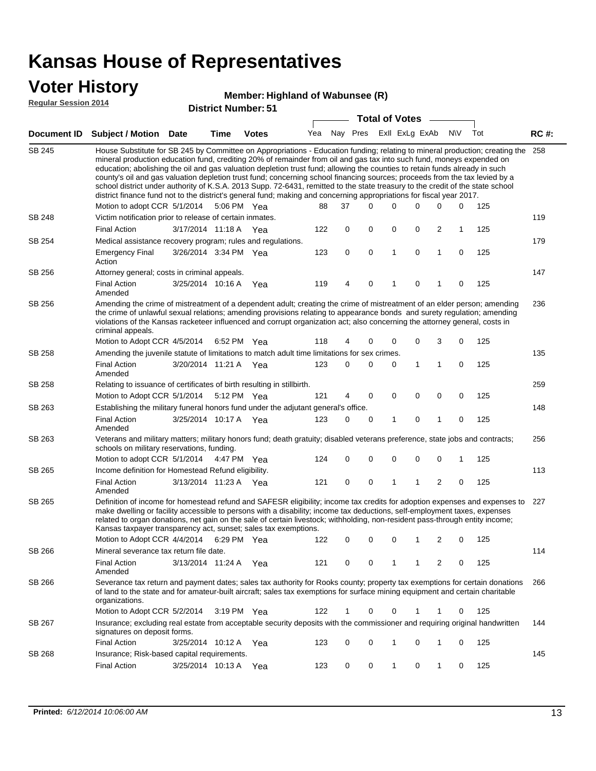# Kansas House of Representatives

## Voter History

**Regular Session 2014**

**Member: Highland of Wabunsee (R)**

**District Number: 51**

| Document ID | Subject / Motion | Date | Time | Votes | Yea | Nay | Pres | ExII | ExLg | ExAb | N\V | Tot | RC #: |
|---|---|---|---|---|---|---|---|---|---|---|---|---|---|
| SB 245 | House Substitute for SB 245 by Committee on Appropriations - Education funding; relating to mineral production; creating the mineral production education fund, crediting 20% of remainder from oil and gas tax into such fund, moneys expended on education; abolishing the oil and gas valuation depletion trust fund; allowing the counties to retain funds already in such county's oil and gas valuation depletion trust fund; concerning school financing sources; proceeds from the tax levied by a school district under authority of K.S.A. 2013 Supp. 72-6431, remitted to the state treasury to the credit of the state school district finance fund not to the district's general fund; making and concerning appropriations for fiscal year 2017. | | | | | | | | | | | | 258 |
| | Motion to adopt CCR | 5/1/2014 | 5:06 PM | Yea | 88 | 37 | 0 | 0 | 0 | 0 | 0 | 125 | |
| SB 248 | Victim notification prior to release of certain inmates. | | | | | | | | | | | | 119 |
| | Final Action | 3/17/2014 | 11:18 A | Yea | 122 | 0 | 0 | 0 | 0 | 2 | 1 | 125 | |
| SB 254 | Medical assistance recovery program; rules and regulations. | | | | | | | | | | | | 179 |
| | Emergency Final Action | 3/26/2014 | 3:34 PM | Yea | 123 | 0 | 0 | 1 | 0 | 1 | 0 | 125 | |
| SB 256 | Attorney general; costs in criminal appeals. | | | | | | | | | | | | 147 |
| | Final Action Amended | 3/25/2014 | 10:16 A | Yea | 119 | 4 | 0 | 1 | 0 | 1 | 0 | 125 | |
| SB 256 | Amending the crime of mistreatment of a dependent adult; creating the crime of mistreatment of an elder person; amending the crime of unlawful sexual relations; amending provisions relating to appearance bonds and surety regulation; amending violations of the Kansas racketeer influenced and corrupt organization act; also concerning the attorney general, costs in criminal appeals. | | | | | | | | | | | | 236 |
| | Motion to Adopt CCR | 4/5/2014 | 6:52 PM | Yea | 118 | 4 | 0 | 0 | 0 | 3 | 0 | 125 | |
| SB 258 | Amending the juvenile statute of limitations to match adult time limitations for sex crimes. | | | | | | | | | | | | 135 |
| | Final Action Amended | 3/20/2014 | 11:21 A | Yea | 123 | 0 | 0 | 0 | 1 | 1 | 0 | 125 | |
| SB 258 | Relating to issuance of certificates of birth resulting in stillbirth. | | | | | | | | | | | | 259 |
| | Motion to Adopt CCR | 5/1/2014 | 5:12 PM | Yea | 121 | 4 | 0 | 0 | 0 | 0 | 0 | 125 | |
| SB 263 | Establishing the military funeral honors fund under the adjutant general's office. | | | | | | | | | | | | 148 |
| | Final Action Amended | 3/25/2014 | 10:17 A | Yea | 123 | 0 | 0 | 1 | 0 | 1 | 0 | 125 | |
| SB 263 | Veterans and military matters; military honors fund; death gratuity; disabled veterans preference, state jobs and contracts; schools on military reservations, funding. | | | | | | | | | | | | 256 |
| | Motion to adopt CCR | 5/1/2014 | 4:47 PM | Yea | 124 | 0 | 0 | 0 | 0 | 0 | 1 | 125 | |
| SB 265 | Income definition for Homestead Refund eligibility. | | | | | | | | | | | | 113 |
| | Final Action Amended | 3/13/2014 | 11:23 A | Yea | 121 | 0 | 0 | 1 | 1 | 2 | 0 | 125 | |
| SB 265 | Definition of income for homestead refund and SAFESR eligibility; income tax credits for adoption expenses and expenses to make dwelling or facility accessible to persons with a disability; income tax deductions, self-employment taxes, expenses related to organ donations, net gain on the sale of certain livestock; withholding, non-resident pass-through entity income; Kansas taxpayer transparency act, sunset; sales tax exemptions. | | | | | | | | | | | | 227 |
| | Motion to Adopt CCR | 4/4/2014 | 6:29 PM | Yea | 122 | 0 | 0 | 0 | 1 | 2 | 0 | 125 | |
| SB 266 | Mineral severance tax return file date. | | | | | | | | | | | | 114 |
| | Final Action Amended | 3/13/2014 | 11:24 A | Yea | 121 | 0 | 0 | 1 | 1 | 2 | 0 | 125 | |
| SB 266 | Severance tax return and payment dates; sales tax authority for Rooks county; property tax exemptions for certain donations of land to the state and for amateur-built aircraft; sales tax exemptions for surface mining equipment and certain charitable organizations. | | | | | | | | | | | | 266 |
| | Motion to Adopt CCR | 5/2/2014 | 3:19 PM | Yea | 122 | 1 | 0 | 0 | 1 | 1 | 0 | 125 | |
| SB 267 | Insurance; excluding real estate from acceptable security deposits with the commissioner and requiring original handwritten signatures on deposit forms. | | | | | | | | | | | | 144 |
| | Final Action | 3/25/2014 | 10:12 A | Yea | 123 | 0 | 0 | 1 | 0 | 1 | 0 | 125 | |
| SB 268 | Insurance; Risk-based capital requirements. | | | | | | | | | | | | 145 |
| | Final Action | 3/25/2014 | 10:13 A | Yea | 123 | 0 | 0 | 1 | 0 | 1 | 0 | 125 | |

**Printed:** *6/12/2014 10:06:00 AM*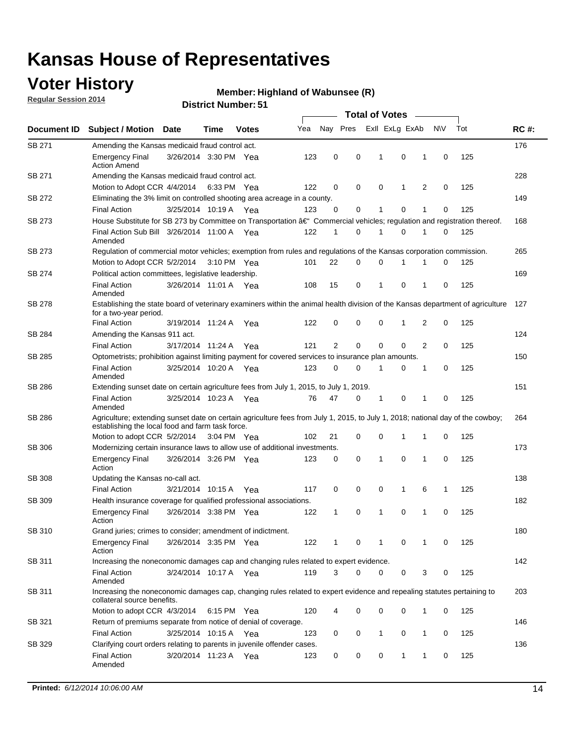# Kansas House of Representatives

## Voter History

**Regular Session 2014**

**Member: Highland of Wabunsee (R)**

**District Number: 51**

| Document ID | Subject / Motion | Date | Time | Votes | Yea | Nay | Pres | ExII | ExLg | ExAb | N\V | Tot | RC #: |
|---|---|---|---|---|---|---|---|---|---|---|---|---|---|
| SB 271 | Amending the Kansas medicaid fraud control act. | | | | | | | | | | | | 176 |
| | Emergency Final Action Amend | 3/26/2014 | 3:30 PM | Yea | 123 | 0 | 0 | 1 | 0 | 1 | 0 | 125 | |
| SB 271 | Amending the Kansas medicaid fraud control act. | | | | | | | | | | | | 228 |
| | Motion to Adopt CCR | 4/4/2014 | 6:33 PM | Yea | 122 | 0 | 0 | 0 | 1 | 2 | 0 | 125 | |
| SB 272 | Eliminating the 3% limit on controlled shooting area acreage in a county. | | | | | | | | | | | | 149 |
| | Final Action | 3/25/2014 | 10:19 A | Yea | 123 | 0 | 0 | 1 | 0 | 1 | 0 | 125 | |
| SB 273 | House Substitute for SB 273 by Committee on Transportation â€" Commercial vehicles; regulation and registration thereof. | | | | | | | | | | | | 168 |
| | Final Action Sub Bill Amended | 3/26/2014 | 11:00 A | Yea | 122 | 1 | 0 | 1 | 0 | 1 | 0 | 125 | |
| SB 273 | Regulation of commercial motor vehicles; exemption from rules and regulations of the Kansas corporation commission. | | | | | | | | | | | | 265 |
| | Motion to Adopt CCR | 5/2/2014 | 3:10 PM | Yea | 101 | 22 | 0 | 0 | 1 | 1 | 0 | 125 | |
| SB 274 | Political action committees, legislative leadership. | | | | | | | | | | | | 169 |
| | Final Action Amended | 3/26/2014 | 11:01 A | Yea | 108 | 15 | 0 | 1 | 0 | 1 | 0 | 125 | |
| SB 278 | Establishing the state board of veterinary examiners within the animal health division of the Kansas department of agriculture for a two-year period. | | | | | | | | | | | | 127 |
| | Final Action | 3/19/2014 | 11:24 A | Yea | 122 | 0 | 0 | 0 | 1 | 2 | 0 | 125 | |
| SB 284 | Amending the Kansas 911 act. | | | | | | | | | | | | 124 |
| | Final Action | 3/17/2014 | 11:24 A | Yea | 121 | 2 | 0 | 0 | 0 | 2 | 0 | 125 | |
| SB 285 | Optometrists; prohibition against limiting payment for covered services to insurance plan amounts. | | | | | | | | | | | | 150 |
| | Final Action Amended | 3/25/2014 | 10:20 A | Yea | 123 | 0 | 0 | 1 | 0 | 1 | 0 | 125 | |
| SB 286 | Extending sunset date on certain agriculture fees from July 1, 2015, to July 1, 2019. | | | | | | | | | | | | 151 |
| | Final Action Amended | 3/25/2014 | 10:23 A | Yea | 76 | 47 | 0 | 1 | 0 | 1 | 0 | 125 | |
| SB 286 | Agriculture; extending sunset date on certain agriculture fees from July 1, 2015, to July 1, 2018; national day of the cowboy; establishing the local food and farm task force. | | | | | | | | | | | | 264 |
| | Motion to adopt CCR | 5/2/2014 | 3:04 PM | Yea | 102 | 21 | 0 | 0 | 1 | 1 | 0 | 125 | |
| SB 306 | Modernizing certain insurance laws to allow use of additional investments. | | | | | | | | | | | | 173 |
| | Emergency Final Action | 3/26/2014 | 3:26 PM | Yea | 123 | 0 | 0 | 1 | 0 | 1 | 0 | 125 | |
| SB 308 | Updating the Kansas no-call act. | | | | | | | | | | | | 138 |
| | Final Action | 3/21/2014 | 10:15 A | Yea | 117 | 0 | 0 | 0 | 1 | 6 | 1 | 125 | |
| SB 309 | Health insurance coverage for qualified professional associations. | | | | | | | | | | | | 182 |
| | Emergency Final Action | 3/26/2014 | 3:38 PM | Yea | 122 | 1 | 0 | 1 | 0 | 1 | 0 | 125 | |
| SB 310 | Grand juries; crimes to consider; amendment of indictment. | | | | | | | | | | | | 180 |
| | Emergency Final Action | 3/26/2014 | 3:35 PM | Yea | 122 | 1 | 0 | 1 | 0 | 1 | 0 | 125 | |
| SB 311 | Increasing the noneconomic damages cap and changing rules related to expert evidence. | | | | | | | | | | | | 142 |
| | Final Action Amended | 3/24/2014 | 10:17 A | Yea | 119 | 3 | 0 | 0 | 0 | 3 | 0 | 125 | |
| SB 311 | Increasing the noneconomic damages cap, changing rules related to expert evidence and repealing statutes pertaining to collateral source benefits. | | | | | | | | | | | | 203 |
| | Motion to adopt CCR | 4/3/2014 | 6:15 PM | Yea | 120 | 4 | 0 | 0 | 0 | 1 | 0 | 125 | |
| SB 321 | Return of premiums separate from notice of denial of coverage. | | | | | | | | | | | | 146 |
| | Final Action | 3/25/2014 | 10:15 A | Yea | 123 | 0 | 0 | 1 | 0 | 1 | 0 | 125 | |
| SB 329 | Clarifying court orders relating to parents in juvenile offender cases. | | | | | | | | | | | | 136 |
| | Final Action Amended | 3/20/2014 | 11:23 A | Yea | 123 | 0 | 0 | 0 | 1 | 1 | 0 | 125 | |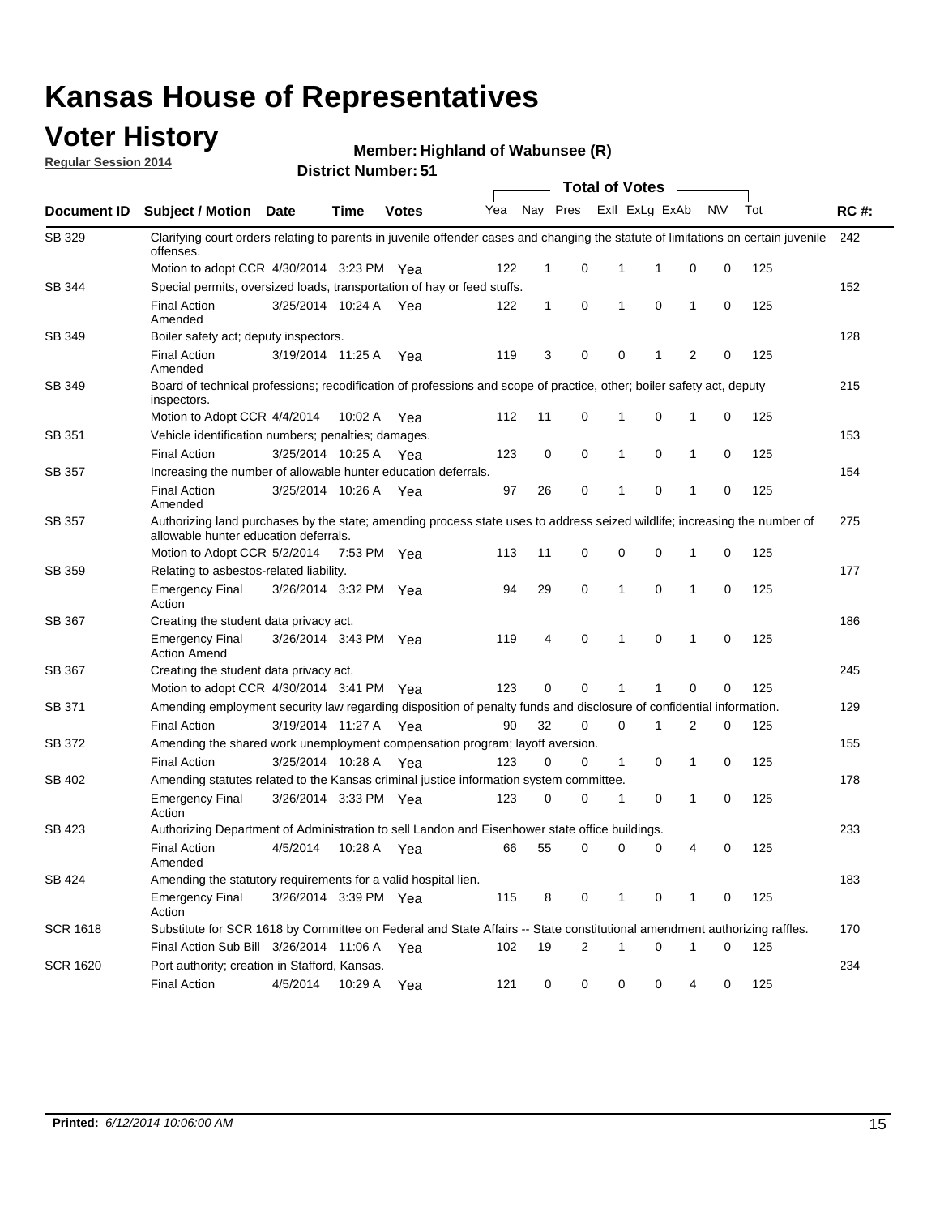# Kansas House of Representatives

## Voter History

**Regular Session 2014**

**Member: Highland of Wabunsee (R)**

**District Number: 51**

| Document ID | Subject / Motion | Date | Time | Votes | Yea | Nay | Pres | ExII | ExLg | ExAb | N\V | Tot | RC #: |
|---|---|---|---|---|---|---|---|---|---|---|---|---|---|
| SB 329 | Clarifying court orders relating to parents in juvenile offender cases and changing the statute of limitations on certain juvenile offenses. | | | | | | | | | | | | 242 |
| | Motion to adopt CCR | 4/30/2014 | 3:23 PM | Yea | 122 | 1 | 0 | 1 | 1 | 0 | 0 | 125 | |
| SB 344 | Special permits, oversized loads, transportation of hay or feed stuffs. | | | | | | | | | | | | 152 |
| | Final Action Amended | 3/25/2014 | 10:24 A | Yea | 122 | 1 | 0 | 1 | 0 | 1 | 0 | 125 | |
| SB 349 | Boiler safety act; deputy inspectors. | | | | | | | | | | | | 128 |
| | Final Action Amended | 3/19/2014 | 11:25 A | Yea | 119 | 3 | 0 | 0 | 1 | 2 | 0 | 125 | |
| SB 349 | Board of technical professions; recodification of professions and scope of practice, other; boiler safety act, deputy inspectors. | | | | | | | | | | | | 215 |
| | Motion to Adopt CCR | 4/4/2014 | 10:02 A | Yea | 112 | 11 | 0 | 1 | 0 | 1 | 0 | 125 | |
| SB 351 | Vehicle identification numbers; penalties; damages. | | | | | | | | | | | | 153 |
| | Final Action | 3/25/2014 | 10:25 A | Yea | 123 | 0 | 0 | 1 | 0 | 1 | 0 | 125 | |
| SB 357 | Increasing the number of allowable hunter education deferrals. | | | | | | | | | | | | 154 |
| | Final Action Amended | 3/25/2014 | 10:26 A | Yea | 97 | 26 | 0 | 1 | 0 | 1 | 0 | 125 | |
| SB 357 | Authorizing land purchases by the state; amending process state uses to address seized wildlife; increasing the number of allowable hunter education deferrals. | | | | | | | | | | | | 275 |
| | Motion to Adopt CCR | 5/2/2014 | 7:53 PM | Yea | 113 | 11 | 0 | 0 | 0 | 1 | 0 | 125 | |
| SB 359 | Relating to asbestos-related liability. | | | | | | | | | | | | 177 |
| | Emergency Final Action | 3/26/2014 | 3:32 PM | Yea | 94 | 29 | 0 | 1 | 0 | 1 | 0 | 125 | |
| SB 367 | Creating the student data privacy act. | | | | | | | | | | | | 186 |
| | Emergency Final Action Amend | 3/26/2014 | 3:43 PM | Yea | 119 | 4 | 0 | 1 | 0 | 1 | 0 | 125 | |
| SB 367 | Creating the student data privacy act. | | | | | | | | | | | | 245 |
| | Motion to adopt CCR | 4/30/2014 | 3:41 PM | Yea | 123 | 0 | 0 | 1 | 1 | 0 | 0 | 125 | |
| SB 371 | Amending employment security law regarding disposition of penalty funds and disclosure of confidential information. | | | | | | | | | | | | 129 |
| | Final Action | 3/19/2014 | 11:27 A | Yea | 90 | 32 | 0 | 0 | 1 | 2 | 0 | 125 | |
| SB 372 | Amending the shared work unemployment compensation program; layoff aversion. | | | | | | | | | | | | 155 |
| | Final Action | 3/25/2014 | 10:28 A | Yea | 123 | 0 | 0 | 1 | 0 | 1 | 0 | 125 | |
| SB 402 | Amending statutes related to the Kansas criminal justice information system committee. | | | | | | | | | | | | 178 |
| | Emergency Final Action | 3/26/2014 | 3:33 PM | Yea | 123 | 0 | 0 | 1 | 0 | 1 | 0 | 125 | |
| SB 423 | Authorizing Department of Administration to sell Landon and Eisenhower state office buildings. | | | | | | | | | | | | 233 |
| | Final Action Amended | 4/5/2014 | 10:28 A | Yea | 66 | 55 | 0 | 0 | 0 | 4 | 0 | 125 | |
| SB 424 | Amending the statutory requirements for a valid hospital lien. | | | | | | | | | | | | 183 |
| | Emergency Final Action | 3/26/2014 | 3:39 PM | Yea | 115 | 8 | 0 | 1 | 0 | 1 | 0 | 125 | |
| SCR 1618 | Substitute for SCR 1618 by Committee on Federal and State Affairs -- State constitutional amendment authorizing raffles. | | | | | | | | | | | | 170 |
| | Final Action Sub Bill | 3/26/2014 | 11:06 A | Yea | 102 | 19 | 2 | 1 | 0 | 1 | 0 | 125 | |
| SCR 1620 | Port authority; creation in Stafford, Kansas. | | | | | | | | | | | | 234 |
| | Final Action | 4/5/2014 | 10:29 A | Yea | 121 | 0 | 0 | 0 | 0 | 4 | 0 | 125 | |

**Printed:** *6/12/2014 10:06:00 AM*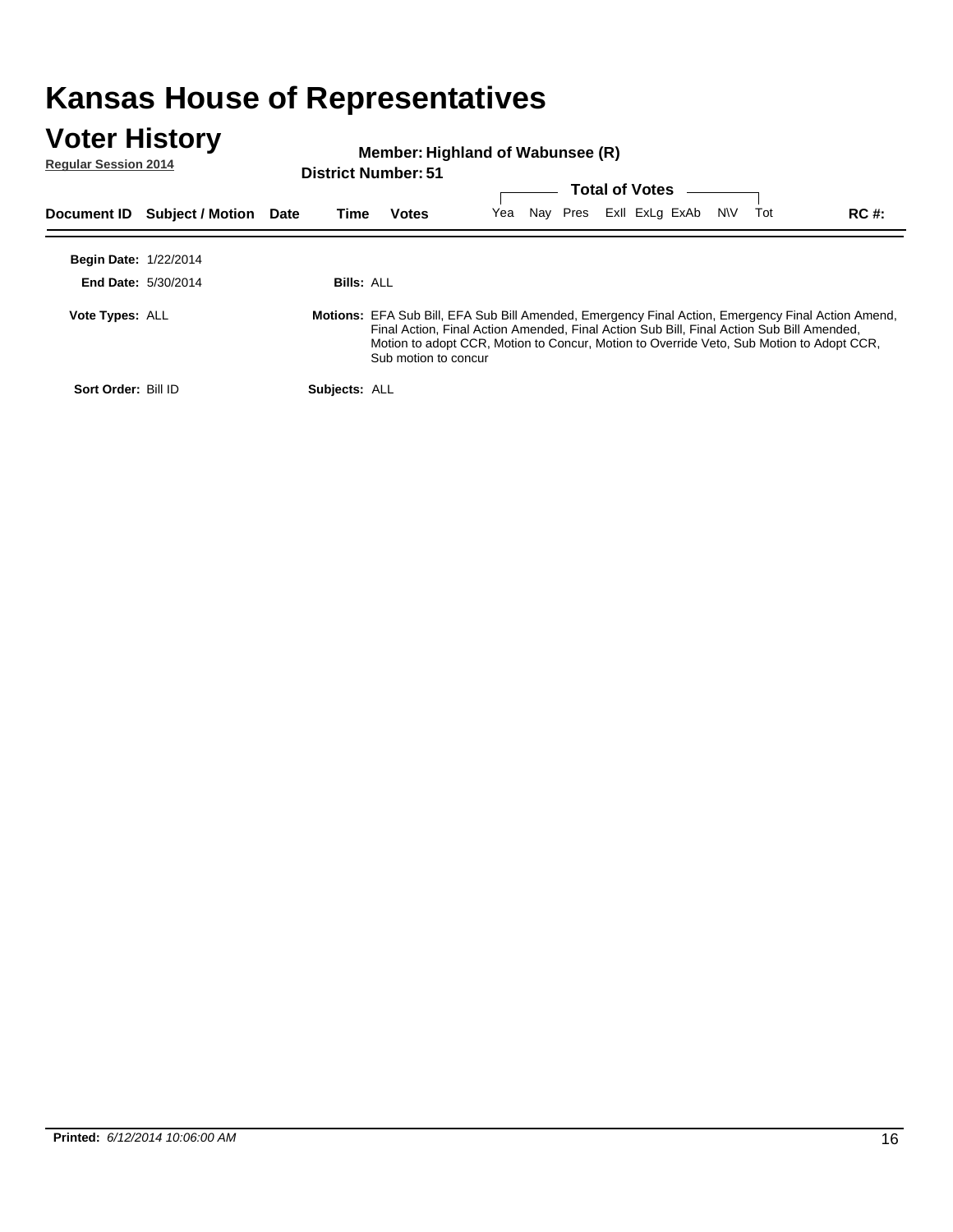# Kansas House of Representatives

## Voter History

**Regular Session 2014**

**Member: Highland of Wabunsee (R)**

**District Number: 51**

| Document ID | Subject / Motion | Date | Time | Votes | Total of Votes: Yea | Nay | Pres | ExII | ExLg | ExAb | N\V | Tot | RC #: |
|---|---|---|---|---|---|---|---|---|---|---|---|---|---|

**Begin Date:** 1/22/2014

**End Date:** 5/30/2014

**Bills:** ALL

**Vote Types:** ALL

**Motions:** EFA Sub Bill, EFA Sub Bill Amended, Emergency Final Action, Emergency Final Action Amend, Final Action, Final Action Amended, Final Action Sub Bill, Final Action Sub Bill Amended, Motion to adopt CCR, Motion to Concur, Motion to Override Veto, Sub Motion to Adopt CCR, Sub motion to concur

**Sort Order:** Bill ID

**Subjects:** ALL

**Printed:** *6/12/2014 10:06:00 AM*